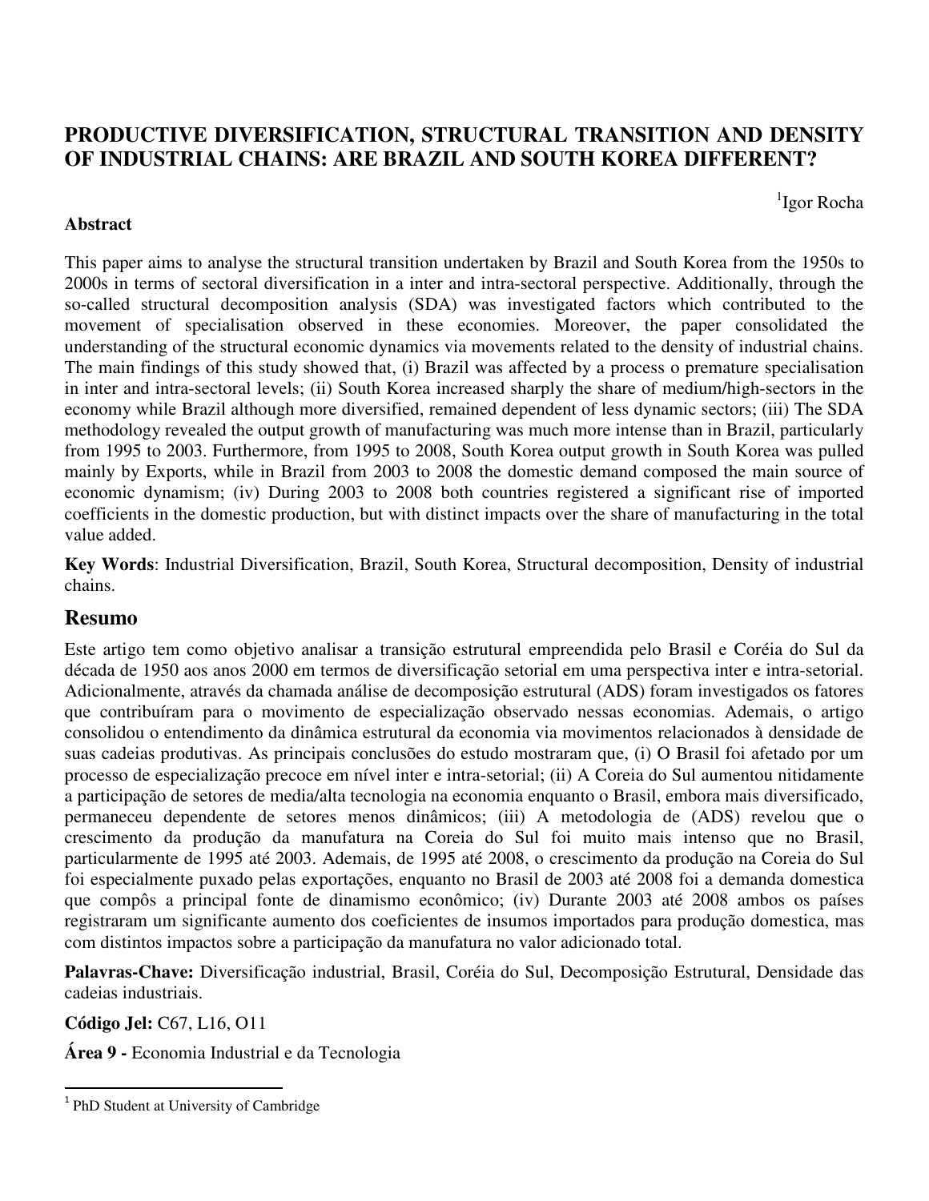# PRODUCTIVE DIVERSIFICATION, STRUCTURAL TRANSITION AND DENSITY OF INDUSTRIAL CHAINS: ARE BRAZIL AND SOUTH KOREA DIFFERENT?

[1]Igor Rocha

**Abstract**

This paper aims to analyse the structural transition undertaken by Brazil and South Korea from the 1950s to 2000s in terms of sectoral diversification in a inter and intra-sectoral perspective. Additionally, through the so-called structural decomposition analysis (SDA) was investigated factors which contributed to the movement of specialisation observed in these economies. Moreover, the paper consolidated the understanding of the structural economic dynamics via movements related to the density of industrial chains. The main findings of this study showed that, (i) Brazil was affected by a process o premature specialisation in inter and intra-sectoral levels; (ii) South Korea increased sharply the share of medium/high-sectors in the economy while Brazil although more diversified, remained dependent of less dynamic sectors; (iii) The SDA methodology revealed the output growth of manufacturing was much more intense than in Brazil, particularly from 1995 to 2003. Furthermore, from 1995 to 2008, South Korea output growth in South Korea was pulled mainly by Exports, while in Brazil from 2003 to 2008 the domestic demand composed the main source of economic dynamism; (iv) During 2003 to 2008 both countries registered a significant rise of imported coefficients in the domestic production, but with distinct impacts over the share of manufacturing in the total value added.

**Key Words**: Industrial Diversification, Brazil, South Korea, Structural decomposition, Density of industrial chains.

## Resumo

Este artigo tem como objetivo analisar a transição estrutural empreendida pelo Brasil e Coréia do Sul da década de 1950 aos anos 2000 em termos de diversificação setorial em uma perspectiva inter e intra-setorial. Adicionalmente, através da chamada análise de decomposição estrutural (ADS) foram investigados os fatores que contribuíram para o movimento de especialização observado nessas economias. Ademais, o artigo consolidou o entendimento da dinâmica estrutural da economia via movimentos relacionados à densidade de suas cadeias produtivas. As principais conclusões do estudo mostraram que, (i) O Brasil foi afetado por um processo de especialização precoce em nível inter e intra-setorial; (ii) A Coreia do Sul aumentou nitidamente a participação de setores de media/alta tecnologia na economia enquanto o Brasil, embora mais diversificado, permaneceu dependente de setores menos dinâmicos; (iii) A metodologia de (ADS) revelou que o crescimento da produção da manufatura na Coreia do Sul foi muito mais intenso que no Brasil, particularmente de 1995 até 2003. Ademais, de 1995 até 2008, o crescimento da produção na Coreia do Sul foi especialmente puxado pelas exportações, enquanto no Brasil de 2003 até 2008 foi a demanda domestica que compôs a principal fonte de dinamismo econômico; (iv) Durante 2003 até 2008 ambos os países registraram um significante aumento dos coeficientes de insumos importados para produção domestica, mas com distintos impactos sobre a participação da manufatura no valor adicionado total.

**Palavras-Chave:** Diversificação industrial, Brasil, Coréia do Sul, Decomposição Estrutural, Densidade das cadeias industriais.

**Código Jel:** C67, L16, O11

**Área 9 -** Economia Industrial e da Tecnologia

---

[1] PhD Student at University of Cambridge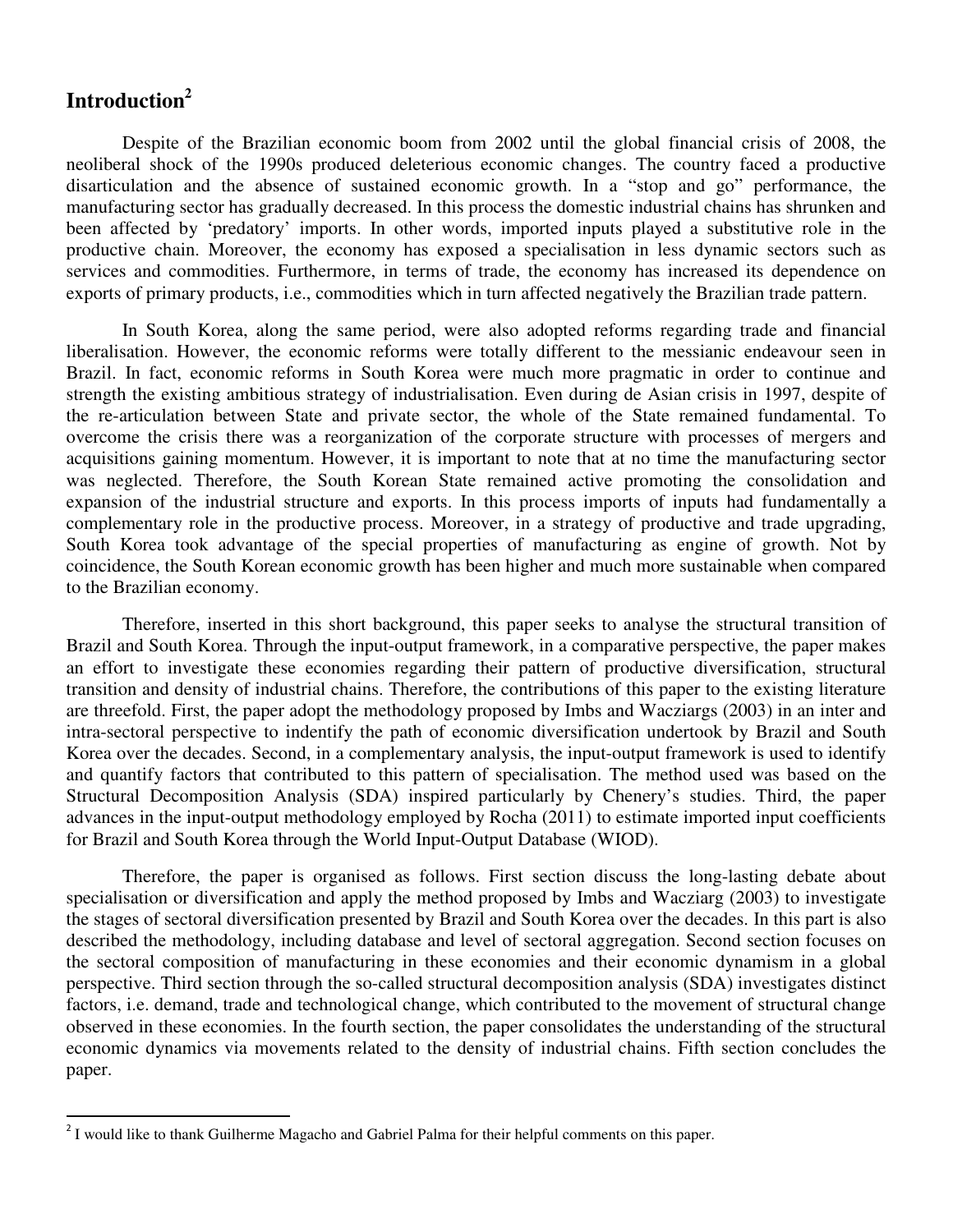## Introduction[2]

Despite of the Brazilian economic boom from 2002 until the global financial crisis of 2008, the neoliberal shock of the 1990s produced deleterious economic changes. The country faced a productive disarticulation and the absence of sustained economic growth. In a "stop and go" performance, the manufacturing sector has gradually decreased. In this process the domestic industrial chains has shrunken and been affected by 'predatory' imports. In other words, imported inputs played a substitutive role in the productive chain. Moreover, the economy has exposed a specialisation in less dynamic sectors such as services and commodities. Furthermore, in terms of trade, the economy has increased its dependence on exports of primary products, i.e., commodities which in turn affected negatively the Brazilian trade pattern.

In South Korea, along the same period, were also adopted reforms regarding trade and financial liberalisation. However, the economic reforms were totally different to the messianic endeavour seen in Brazil. In fact, economic reforms in South Korea were much more pragmatic in order to continue and strength the existing ambitious strategy of industrialisation. Even during de Asian crisis in 1997, despite of the re-articulation between State and private sector, the whole of the State remained fundamental. To overcome the crisis there was a reorganization of the corporate structure with processes of mergers and acquisitions gaining momentum. However, it is important to note that at no time the manufacturing sector was neglected. Therefore, the South Korean State remained active promoting the consolidation and expansion of the industrial structure and exports. In this process imports of inputs had fundamentally a complementary role in the productive process. Moreover, in a strategy of productive and trade upgrading, South Korea took advantage of the special properties of manufacturing as engine of growth. Not by coincidence, the South Korean economic growth has been higher and much more sustainable when compared to the Brazilian economy.

Therefore, inserted in this short background, this paper seeks to analyse the structural transition of Brazil and South Korea. Through the input-output framework, in a comparative perspective, the paper makes an effort to investigate these economies regarding their pattern of productive diversification, structural transition and density of industrial chains. Therefore, the contributions of this paper to the existing literature are threefold. First, the paper adopt the methodology proposed by Imbs and Wacziargs (2003) in an inter and intra-sectoral perspective to indentify the path of economic diversification undertook by Brazil and South Korea over the decades. Second, in a complementary analysis, the input-output framework is used to identify and quantify factors that contributed to this pattern of specialisation. The method used was based on the Structural Decomposition Analysis (SDA) inspired particularly by Chenery's studies. Third, the paper advances in the input-output methodology employed by Rocha (2011) to estimate imported input coefficients for Brazil and South Korea through the World Input-Output Database (WIOD).

Therefore, the paper is organised as follows. First section discuss the long-lasting debate about specialisation or diversification and apply the method proposed by Imbs and Wacziarg (2003) to investigate the stages of sectoral diversification presented by Brazil and South Korea over the decades. In this part is also described the methodology, including database and level of sectoral aggregation. Second section focuses on the sectoral composition of manufacturing in these economies and their economic dynamism in a global perspective. Third section through the so-called structural decomposition analysis (SDA) investigates distinct factors, i.e. demand, trade and technological change, which contributed to the movement of structural change observed in these economies. In the fourth section, the paper consolidates the understanding of the structural economic dynamics via movements related to the density of industrial chains. Fifth section concludes the paper.

---

[2] I would like to thank Guilherme Magacho and Gabriel Palma for their helpful comments on this paper.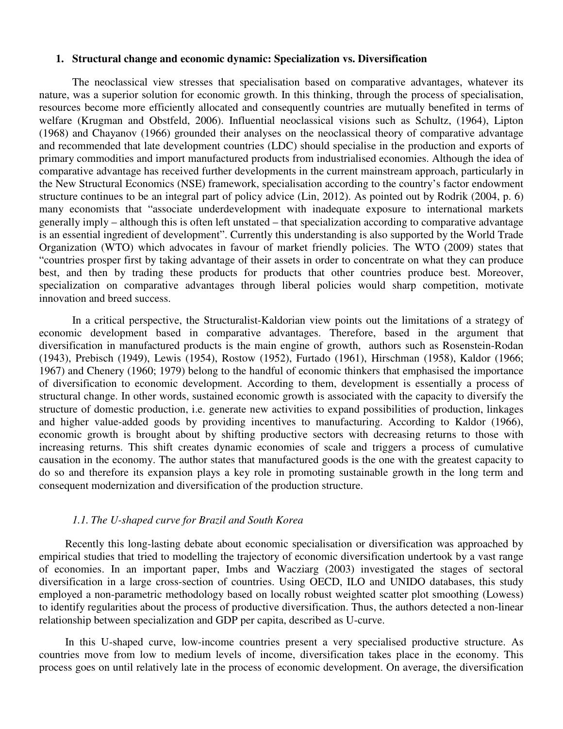## 1. Structural change and economic dynamic: Specialization vs. Diversification

The neoclassical view stresses that specialisation based on comparative advantages, whatever its nature, was a superior solution for economic growth. In this thinking, through the process of specialisation, resources become more efficiently allocated and consequently countries are mutually benefited in terms of welfare (Krugman and Obstfeld, 2006). Influential neoclassical visions such as Schultz, (1964), Lipton (1968) and Chayanov (1966) grounded their analyses on the neoclassical theory of comparative advantage and recommended that late development countries (LDC) should specialise in the production and exports of primary commodities and import manufactured products from industrialised economies. Although the idea of comparative advantage has received further developments in the current mainstream approach, particularly in the New Structural Economics (NSE) framework, specialisation according to the country's factor endowment structure continues to be an integral part of policy advice (Lin, 2012). As pointed out by Rodrik (2004, p. 6) many economists that "associate underdevelopment with inadequate exposure to international markets generally imply – although this is often left unstated – that specialization according to comparative advantage is an essential ingredient of development". Currently this understanding is also supported by the World Trade Organization (WTO) which advocates in favour of market friendly policies. The WTO (2009) states that "countries prosper first by taking advantage of their assets in order to concentrate on what they can produce best, and then by trading these products for products that other countries produce best. Moreover, specialization on comparative advantages through liberal policies would sharp competition, motivate innovation and breed success.

In a critical perspective, the Structuralist-Kaldorian view points out the limitations of a strategy of economic development based in comparative advantages. Therefore, based in the argument that diversification in manufactured products is the main engine of growth, authors such as Rosenstein-Rodan (1943), Prebisch (1949), Lewis (1954), Rostow (1952), Furtado (1961), Hirschman (1958), Kaldor (1966; 1967) and Chenery (1960; 1979) belong to the handful of economic thinkers that emphasised the importance of diversification to economic development. According to them, development is essentially a process of structural change. In other words, sustained economic growth is associated with the capacity to diversify the structure of domestic production, i.e. generate new activities to expand possibilities of production, linkages and higher value-added goods by providing incentives to manufacturing. According to Kaldor (1966), economic growth is brought about by shifting productive sectors with decreasing returns to those with increasing returns. This shift creates dynamic economies of scale and triggers a process of cumulative causation in the economy. The author states that manufactured goods is the one with the greatest capacity to do so and therefore its expansion plays a key role in promoting sustainable growth in the long term and consequent modernization and diversification of the production structure.

### *1.1. The U-shaped curve for Brazil and South Korea*

Recently this long-lasting debate about economic specialisation or diversification was approached by empirical studies that tried to modelling the trajectory of economic diversification undertook by a vast range of economies. In an important paper, Imbs and Wacziarg (2003) investigated the stages of sectoral diversification in a large cross-section of countries. Using OECD, ILO and UNIDO databases, this study employed a non-parametric methodology based on locally robust weighted scatter plot smoothing (Lowess) to identify regularities about the process of productive diversification. Thus, the authors detected a non-linear relationship between specialization and GDP per capita, described as U-curve.

In this U-shaped curve, low-income countries present a very specialised productive structure. As countries move from low to medium levels of income, diversification takes place in the economy. This process goes on until relatively late in the process of economic development. On average, the diversification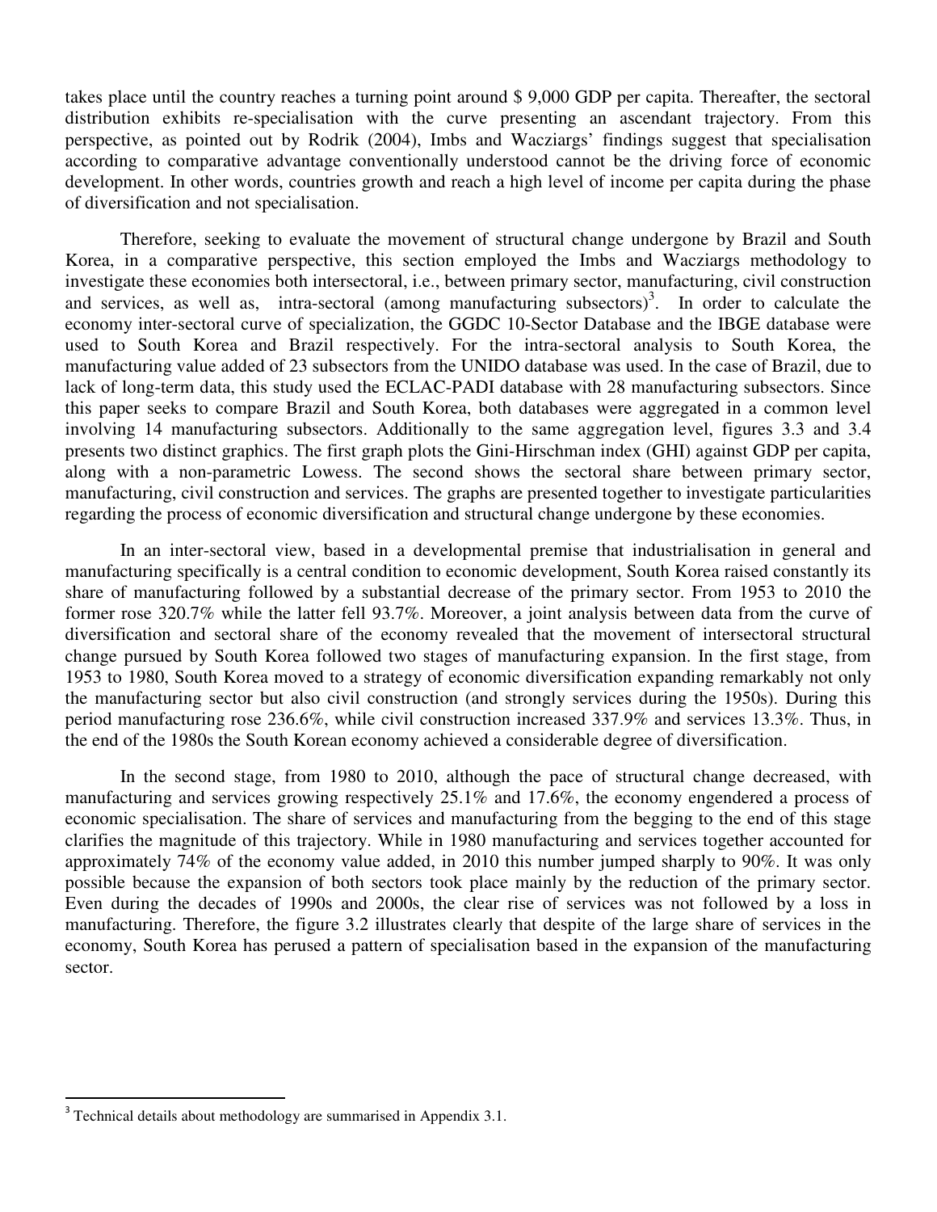takes place until the country reaches a turning point around $ 9,000 GDP per capita. Thereafter, the sectoral distribution exhibits re-specialisation with the curve presenting an ascendant trajectory. From this perspective, as pointed out by Rodrik (2004), Imbs and Wacziargs' findings suggest that specialisation according to comparative advantage conventionally understood cannot be the driving force of economic development. In other words, countries growth and reach a high level of income per capita during the phase of diversification and not specialisation.

Therefore, seeking to evaluate the movement of structural change undergone by Brazil and South Korea, in a comparative perspective, this section employed the Imbs and Wacziargs methodology to investigate these economies both intersectoral, i.e., between primary sector, manufacturing, civil construction and services, as well as, intra-sectoral (among manufacturing subsectors)[3]. In order to calculate the economy inter-sectoral curve of specialization, the GGDC 10-Sector Database and the IBGE database were used to South Korea and Brazil respectively. For the intra-sectoral analysis to South Korea, the manufacturing value added of 23 subsectors from the UNIDO database was used. In the case of Brazil, due to lack of long-term data, this study used the ECLAC-PADI database with 28 manufacturing subsectors. Since this paper seeks to compare Brazil and South Korea, both databases were aggregated in a common level involving 14 manufacturing subsectors. Additionally to the same aggregation level, figures 3.3 and 3.4 presents two distinct graphics. The first graph plots the Gini-Hirschman index (GHI) against GDP per capita, along with a non-parametric Lowess. The second shows the sectoral share between primary sector, manufacturing, civil construction and services. The graphs are presented together to investigate particularities regarding the process of economic diversification and structural change undergone by these economies.

In an inter-sectoral view, based in a developmental premise that industrialisation in general and manufacturing specifically is a central condition to economic development, South Korea raised constantly its share of manufacturing followed by a substantial decrease of the primary sector. From 1953 to 2010 the former rose 320.7% while the latter fell 93.7%. Moreover, a joint analysis between data from the curve of diversification and sectoral share of the economy revealed that the movement of intersectoral structural change pursued by South Korea followed two stages of manufacturing expansion. In the first stage, from 1953 to 1980, South Korea moved to a strategy of economic diversification expanding remarkably not only the manufacturing sector but also civil construction (and strongly services during the 1950s). During this period manufacturing rose 236.6%, while civil construction increased 337.9% and services 13.3%. Thus, in the end of the 1980s the South Korean economy achieved a considerable degree of diversification.

In the second stage, from 1980 to 2010, although the pace of structural change decreased, with manufacturing and services growing respectively 25.1% and 17.6%, the economy engendered a process of economic specialisation. The share of services and manufacturing from the begging to the end of this stage clarifies the magnitude of this trajectory. While in 1980 manufacturing and services together accounted for approximately 74% of the economy value added, in 2010 this number jumped sharply to 90%. It was only possible because the expansion of both sectors took place mainly by the reduction of the primary sector. Even during the decades of 1990s and 2000s, the clear rise of services was not followed by a loss in manufacturing. Therefore, the figure 3.2 illustrates clearly that despite of the large share of services in the economy, South Korea has perused a pattern of specialisation based in the expansion of the manufacturing sector.

---

[3] Technical details about methodology are summarised in Appendix 3.1.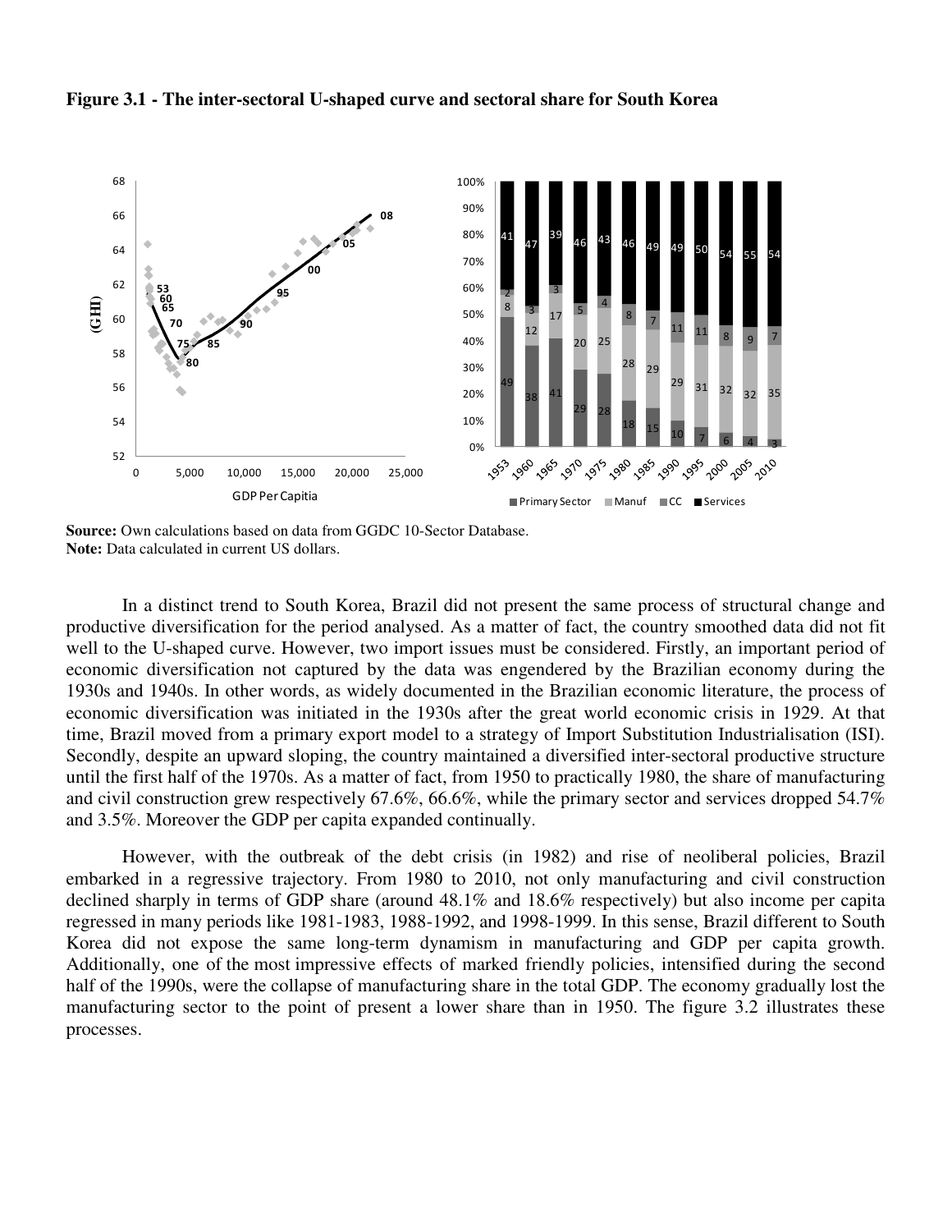**Figure 3.1 - The inter-sectoral U-shaped curve and sectoral share for South Korea**

**Source:** Own calculations based on data from GGDC 10-Sector Database.
**Note:** Data calculated in current US dollars.

In a distinct trend to South Korea, Brazil did not present the same process of structural change and productive diversification for the period analysed. As a matter of fact, the country smoothed data did not fit well to the U-shaped curve. However, two import issues must be considered. Firstly, an important period of economic diversification not captured by the data was engendered by the Brazilian economy during the 1930s and 1940s. In other words, as widely documented in the Brazilian economic literature, the process of economic diversification was initiated in the 1930s after the great world economic crisis in 1929. At that time, Brazil moved from a primary export model to a strategy of Import Substitution Industrialisation (ISI). Secondly, despite an upward sloping, the country maintained a diversified inter-sectoral productive structure until the first half of the 1970s. As a matter of fact, from 1950 to practically 1980, the share of manufacturing and civil construction grew respectively 67.6%, 66.6%, while the primary sector and services dropped 54.7% and 3.5%. Moreover the GDP per capita expanded continually.

However, with the outbreak of the debt crisis (in 1982) and rise of neoliberal policies, Brazil embarked in a regressive trajectory. From 1980 to 2010, not only manufacturing and civil construction declined sharply in terms of GDP share (around 48.1% and 18.6% respectively) but also income per capita regressed in many periods like 1981-1983, 1988-1992, and 1998-1999. In this sense, Brazil different to South Korea did not expose the same long-term dynamism in manufacturing and GDP per capita growth. Additionally, one of the most impressive effects of marked friendly policies, intensified during the second half of the 1990s, were the collapse of manufacturing share in the total GDP. The economy gradually lost the manufacturing sector to the point of present a lower share than in 1950. The figure 3.2 illustrates these processes.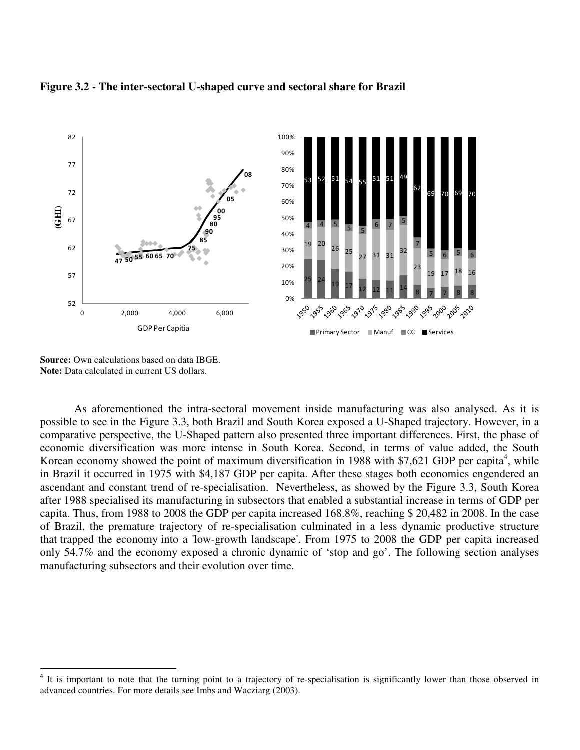**Figure 3.2 - The inter-sectoral U-shaped curve and sectoral share for Brazil**

**Source:** Own calculations based on data IBGE.
**Note:** Data calculated in current US dollars.

As aforementioned the intra-sectoral movement inside manufacturing was also analysed. As it is possible to see in the Figure 3.3, both Brazil and South Korea exposed a U-Shaped trajectory. However, in a comparative perspective, the U-Shaped pattern also presented three important differences. First, the phase of economic diversification was more intense in South Korea. Second, in terms of value added, the South Korean economy showed the point of maximum diversification in 1988 with $7,621 GDP per capita[4], while in Brazil it occurred in 1975 with $4,187 GDP per capita. After these stages both economies engendered an ascendant and constant trend of re-specialisation. Nevertheless, as showed by the Figure 3.3, South Korea after 1988 specialised its manufacturing in subsectors that enabled a substantial increase in terms of GDP per capita. Thus, from 1988 to 2008 the GDP per capita increased 168.8%, reaching $ 20,482 in 2008. In the case of Brazil, the premature trajectory of re-specialisation culminated in a less dynamic productive structure that trapped the economy into a 'low-growth landscape'. From 1975 to 2008 the GDP per capita increased only 54.7% and the economy exposed a chronic dynamic of 'stop and go'. The following section analyses manufacturing subsectors and their evolution over time.

[4] It is important to note that the turning point to a trajectory of re-specialisation is significantly lower than those observed in advanced countries. For more details see Imbs and Wacziarg (2003).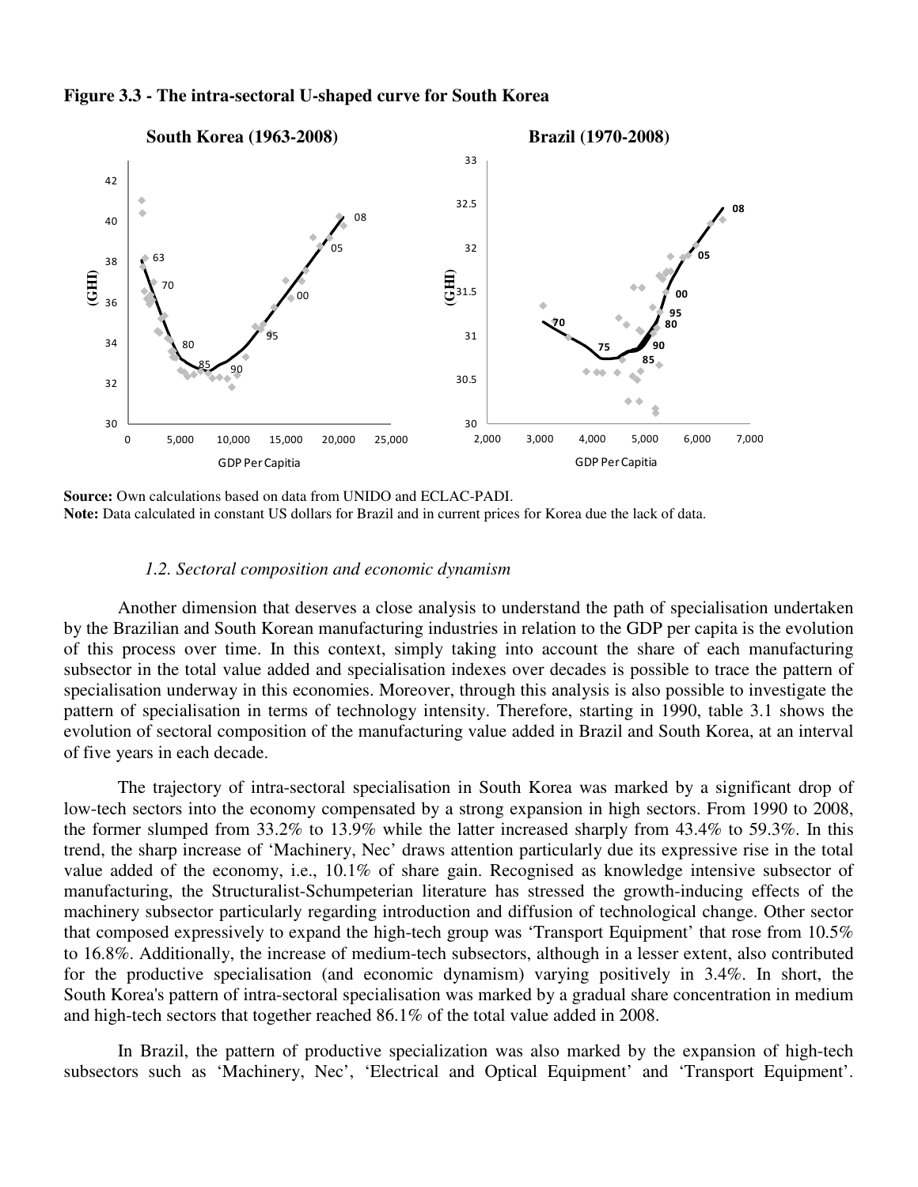**Figure 3.3 - The intra-sectoral U-shaped curve for South Korea**

**Source:** Own calculations based on data from UNIDO and ECLAC-PADI.
**Note:** Data calculated in constant US dollars for Brazil and in current prices for Korea due the lack of data.

*1.2. Sectoral composition and economic dynamism*

Another dimension that deserves a close analysis to understand the path of specialisation undertaken by the Brazilian and South Korean manufacturing industries in relation to the GDP per capita is the evolution of this process over time. In this context, simply taking into account the share of each manufacturing subsector in the total value added and specialisation indexes over decades is possible to trace the pattern of specialisation underway in this economies. Moreover, through this analysis is also possible to investigate the pattern of specialisation in terms of technology intensity. Therefore, starting in 1990, table 3.1 shows the evolution of sectoral composition of the manufacturing value added in Brazil and South Korea, at an interval of five years in each decade.

The trajectory of intra-sectoral specialisation in South Korea was marked by a significant drop of low-tech sectors into the economy compensated by a strong expansion in high sectors. From 1990 to 2008, the former slumped from 33.2% to 13.9% while the latter increased sharply from 43.4% to 59.3%. In this trend, the sharp increase of 'Machinery, Nec' draws attention particularly due its expressive rise in the total value added of the economy, i.e., 10.1% of share gain. Recognised as knowledge intensive subsector of manufacturing, the Structuralist-Schumpeterian literature has stressed the growth-inducing effects of the machinery subsector particularly regarding introduction and diffusion of technological change. Other sector that composed expressively to expand the high-tech group was 'Transport Equipment' that rose from 10.5% to 16.8%. Additionally, the increase of medium-tech subsectors, although in a lesser extent, also contributed for the productive specialisation (and economic dynamism) varying positively in 3.4%. In short, the South Korea's pattern of intra-sectoral specialisation was marked by a gradual share concentration in medium and high-tech sectors that together reached 86.1% of the total value added in 2008.

In Brazil, the pattern of productive specialization was also marked by the expansion of high-tech subsectors such as 'Machinery, Nec', 'Electrical and Optical Equipment' and 'Transport Equipment'.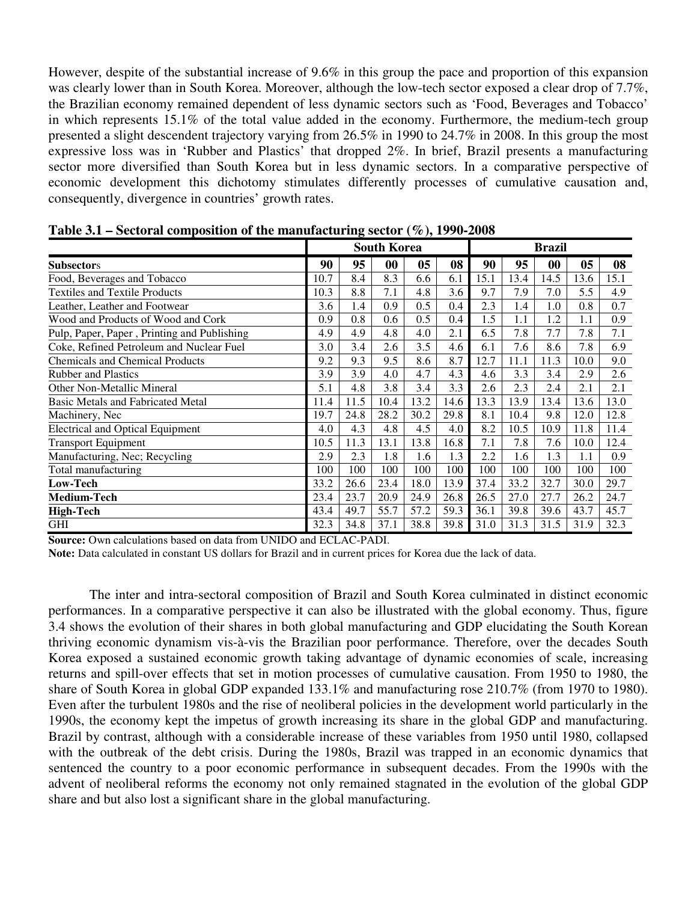However, despite of the substantial increase of 9.6% in this group the pace and proportion of this expansion was clearly lower than in South Korea. Moreover, although the low-tech sector exposed a clear drop of 7.7%, the Brazilian economy remained dependent of less dynamic sectors such as 'Food, Beverages and Tobacco' in which represents 15.1% of the total value added in the economy. Furthermore, the medium-tech group presented a slight descendent trajectory varying from 26.5% in 1990 to 24.7% in 2008. In this group the most expressive loss was in 'Rubber and Plastics' that dropped 2%. In brief, Brazil presents a manufacturing sector more diversified than South Korea but in less dynamic sectors. In a comparative perspective of economic development this dichotomy stimulates differently processes of cumulative causation and, consequently, divergence in countries' growth rates.

**Table 3.1 – Sectoral composition of the manufacturing sector (%), 1990-2008**

| | South Korea | | | | | Brazil | | | | |
|---|---|---|---|---|---|---|---|---|---|---|
| **Subsectors** | **90** | **95** | **00** | **05** | **08** | **90** | **95** | **00** | **05** | **08** |
| Food, Beverages and Tobacco | 10.7 | 8.4 | 8.3 | 6.6 | 6.1 | 15.1 | 13.4 | 14.5 | 13.6 | 15.1 |
| Textiles and Textile Products | 10.3 | 8.8 | 7.1 | 4.8 | 3.6 | 9.7 | 7.9 | 7.0 | 5.5 | 4.9 |
| Leather, Leather and Footwear | 3.6 | 1.4 | 0.9 | 0.5 | 0.4 | 2.3 | 1.4 | 1.0 | 0.8 | 0.7 |
| Wood and Products of Wood and Cork | 0.9 | 0.8 | 0.6 | 0.5 | 0.4 | 1.5 | 1.1 | 1.2 | 1.1 | 0.9 |
| Pulp, Paper, Paper , Printing and Publishing | 4.9 | 4.9 | 4.8 | 4.0 | 2.1 | 6.5 | 7.8 | 7.7 | 7.8 | 7.1 |
| Coke, Refined Petroleum and Nuclear Fuel | 3.0 | 3.4 | 2.6 | 3.5 | 4.6 | 6.1 | 7.6 | 8.6 | 7.8 | 6.9 |
| Chemicals and Chemical Products | 9.2 | 9.3 | 9.5 | 8.6 | 8.7 | 12.7 | 11.1 | 11.3 | 10.0 | 9.0 |
| Rubber and Plastics | 3.9 | 3.9 | 4.0 | 4.7 | 4.3 | 4.6 | 3.3 | 3.4 | 2.9 | 2.6 |
| Other Non-Metallic Mineral | 5.1 | 4.8 | 3.8 | 3.4 | 3.3 | 2.6 | 2.3 | 2.4 | 2.1 | 2.1 |
| Basic Metals and Fabricated Metal | 11.4 | 11.5 | 10.4 | 13.2 | 14.6 | 13.3 | 13.9 | 13.4 | 13.6 | 13.0 |
| Machinery, Nec | 19.7 | 24.8 | 28.2 | 30.2 | 29.8 | 8.1 | 10.4 | 9.8 | 12.0 | 12.8 |
| Electrical and Optical Equipment | 4.0 | 4.3 | 4.8 | 4.5 | 4.0 | 8.2 | 10.5 | 10.9 | 11.8 | 11.4 |
| Transport Equipment | 10.5 | 11.3 | 13.1 | 13.8 | 16.8 | 7.1 | 7.8 | 7.6 | 10.0 | 12.4 |
| Manufacturing, Nec; Recycling | 2.9 | 2.3 | 1.8 | 1.6 | 1.3 | 2.2 | 1.6 | 1.3 | 1.1 | 0.9 |
| Total manufacturing | 100 | 100 | 100 | 100 | 100 | 100 | 100 | 100 | 100 | 100 |
| **Low-Tech** | 33.2 | 26.6 | 23.4 | 18.0 | 13.9 | 37.4 | 33.2 | 32.7 | 30.0 | 29.7 |
| **Medium-Tech** | 23.4 | 23.7 | 20.9 | 24.9 | 26.8 | 26.5 | 27.0 | 27.7 | 26.2 | 24.7 |
| **High-Tech** | 43.4 | 49.7 | 55.7 | 57.2 | 59.3 | 36.1 | 39.8 | 39.6 | 43.7 | 45.7 |
| GHI | 32.3 | 34.8 | 37.1 | 38.8 | 39.8 | 31.0 | 31.3 | 31.5 | 31.9 | 32.3 |

**Source:** Own calculations based on data from UNIDO and ECLAC-PADI.

**Note:** Data calculated in constant US dollars for Brazil and in current prices for Korea due the lack of data.

The inter and intra-sectoral composition of Brazil and South Korea culminated in distinct economic performances. In a comparative perspective it can also be illustrated with the global economy. Thus, figure 3.4 shows the evolution of their shares in both global manufacturing and GDP elucidating the South Korean thriving economic dynamism vis-à-vis the Brazilian poor performance. Therefore, over the decades South Korea exposed a sustained economic growth taking advantage of dynamic economies of scale, increasing returns and spill-over effects that set in motion processes of cumulative causation. From 1950 to 1980, the share of South Korea in global GDP expanded 133.1% and manufacturing rose 210.7% (from 1970 to 1980). Even after the turbulent 1980s and the rise of neoliberal policies in the development world particularly in the 1990s, the economy kept the impetus of growth increasing its share in the global GDP and manufacturing. Brazil by contrast, although with a considerable increase of these variables from 1950 until 1980, collapsed with the outbreak of the debt crisis. During the 1980s, Brazil was trapped in an economic dynamics that sentenced the country to a poor economic performance in subsequent decades. From the 1990s with the advent of neoliberal reforms the economy not only remained stagnated in the evolution of the global GDP share and but also lost a significant share in the global manufacturing.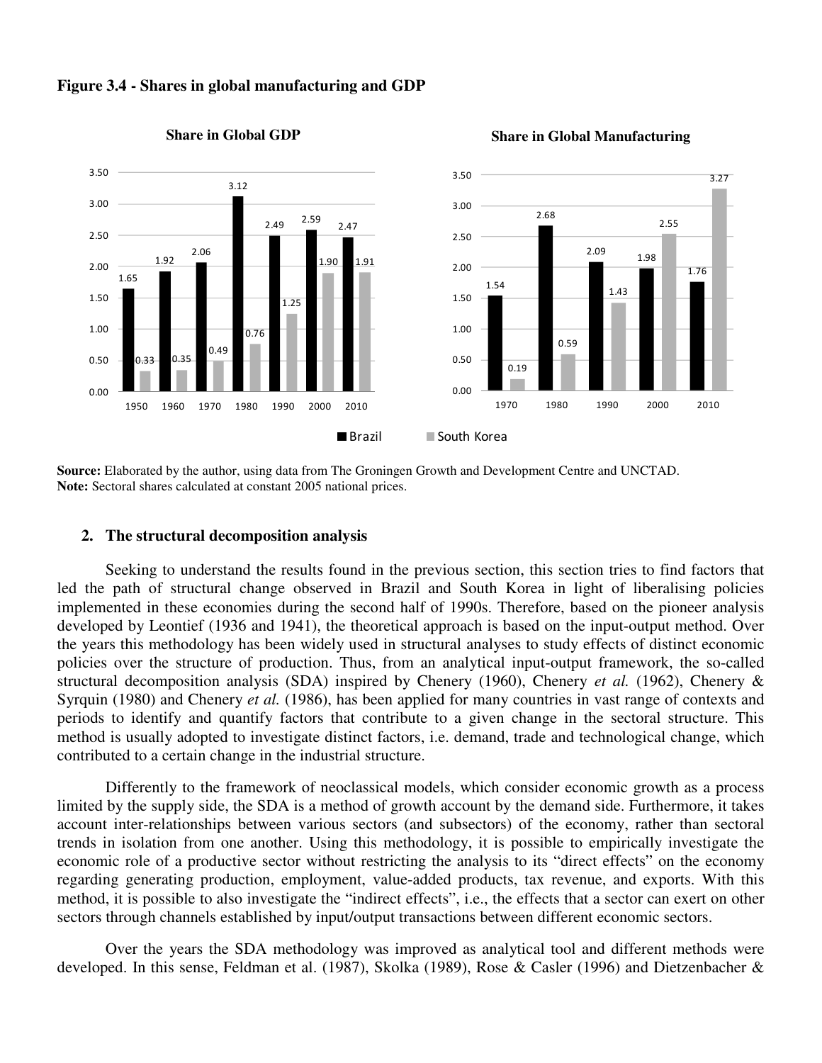**Figure 3.4 - Shares in global manufacturing and GDP**

**Source:** Elaborated by the author, using data from The Groningen Growth and Development Centre and UNCTAD.
**Note:** Sectoral shares calculated at constant 2005 national prices.

## 2. The structural decomposition analysis

Seeking to understand the results found in the previous section, this section tries to find factors that led the path of structural change observed in Brazil and South Korea in light of liberalising policies implemented in these economies during the second half of 1990s. Therefore, based on the pioneer analysis developed by Leontief (1936 and 1941), the theoretical approach is based on the input-output method. Over the years this methodology has been widely used in structural analyses to study effects of distinct economic policies over the structure of production. Thus, from an analytical input-output framework, the so-called structural decomposition analysis (SDA) inspired by Chenery (1960), Chenery *et al.* (1962), Chenery & Syrquin (1980) and Chenery *et al.* (1986), has been applied for many countries in vast range of contexts and periods to identify and quantify factors that contribute to a given change in the sectoral structure. This method is usually adopted to investigate distinct factors, i.e. demand, trade and technological change, which contributed to a certain change in the industrial structure.

Differently to the framework of neoclassical models, which consider economic growth as a process limited by the supply side, the SDA is a method of growth account by the demand side. Furthermore, it takes account inter-relationships between various sectors (and subsectors) of the economy, rather than sectoral trends in isolation from one another. Using this methodology, it is possible to empirically investigate the economic role of a productive sector without restricting the analysis to its "direct effects" on the economy regarding generating production, employment, value-added products, tax revenue, and exports. With this method, it is possible to also investigate the "indirect effects", i.e., the effects that a sector can exert on other sectors through channels established by input/output transactions between different economic sectors.

Over the years the SDA methodology was improved as analytical tool and different methods were developed. In this sense, Feldman et al. (1987), Skolka (1989), Rose & Casler (1996) and Dietzenbacher &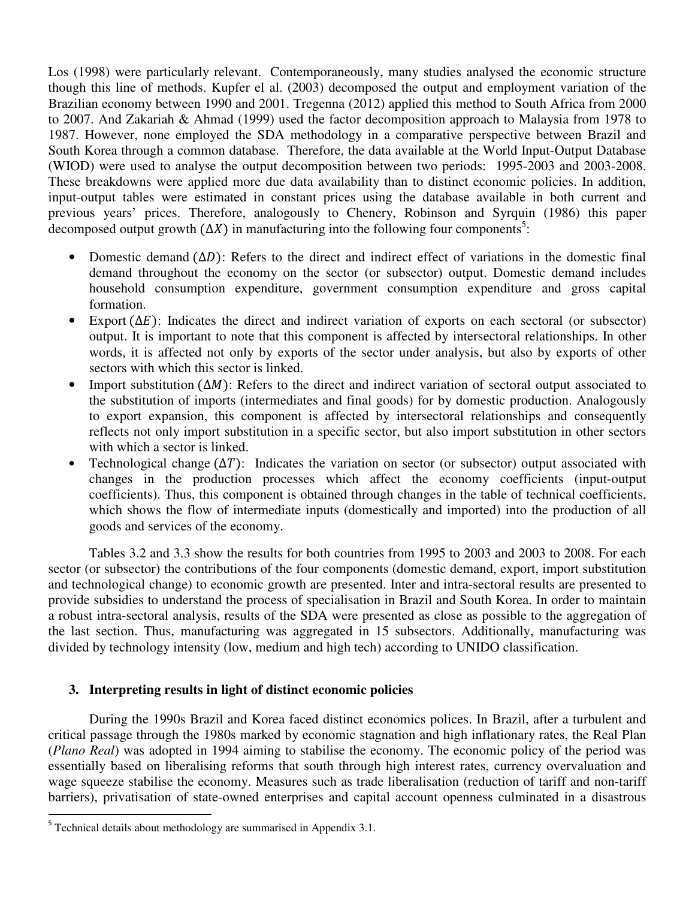Los (1998) were particularly relevant. Contemporaneously, many studies analysed the economic structure though this line of methods. Kupfer el al. (2003) decomposed the output and employment variation of the Brazilian economy between 1990 and 2001. Tregenna (2012) applied this method to South Africa from 2000 to 2007. And Zakariah & Ahmad (1999) used the factor decomposition approach to Malaysia from 1978 to 1987. However, none employed the SDA methodology in a comparative perspective between Brazil and South Korea through a common database. Therefore, the data available at the World Input-Output Database (WIOD) were used to analyse the output decomposition between two periods: 1995-2003 and 2003-2008. These breakdowns were applied more due data availability than to distinct economic policies. In addition, input-output tables were estimated in constant prices using the database available in both current and previous years' prices. Therefore, analogously to Chenery, Robinson and Syrquin (1986) this paper decomposed output growth ($\Delta X$) in manufacturing into the following four components[5]:

- Domestic demand ($\Delta D$): Refers to the direct and indirect effect of variations in the domestic final demand throughout the economy on the sector (or subsector) output. Domestic demand includes household consumption expenditure, government consumption expenditure and gross capital formation.
- Export ($\Delta E$): Indicates the direct and indirect variation of exports on each sectoral (or subsector) output. It is important to note that this component is affected by intersectoral relationships. In other words, it is affected not only by exports of the sector under analysis, but also by exports of other sectors with which this sector is linked.
- Import substitution ($\Delta M$): Refers to the direct and indirect variation of sectoral output associated to the substitution of imports (intermediates and final goods) for by domestic production. Analogously to export expansion, this component is affected by intersectoral relationships and consequently reflects not only import substitution in a specific sector, but also import substitution in other sectors with which a sector is linked.
- Technological change ($\Delta T$): Indicates the variation on sector (or subsector) output associated with changes in the production processes which affect the economy coefficients (input-output coefficients). Thus, this component is obtained through changes in the table of technical coefficients, which shows the flow of intermediate inputs (domestically and imported) into the production of all goods and services of the economy.

Tables 3.2 and 3.3 show the results for both countries from 1995 to 2003 and 2003 to 2008. For each sector (or subsector) the contributions of the four components (domestic demand, export, import substitution and technological change) to economic growth are presented. Inter and intra-sectoral results are presented to provide subsidies to understand the process of specialisation in Brazil and South Korea. In order to maintain a robust intra-sectoral analysis, results of the SDA were presented as close as possible to the aggregation of the last section. Thus, manufacturing was aggregated in 15 subsectors. Additionally, manufacturing was divided by technology intensity (low, medium and high tech) according to UNIDO classification.

## 3. Interpreting results in light of distinct economic policies

During the 1990s Brazil and Korea faced distinct economics polices. In Brazil, after a turbulent and critical passage through the 1980s marked by economic stagnation and high inflationary rates, the Real Plan (*Plano Real*) was adopted in 1994 aiming to stabilise the economy. The economic policy of the period was essentially based on liberalising reforms that south through high interest rates, currency overvaluation and wage squeeze stabilise the economy. Measures such as trade liberalisation (reduction of tariff and non-tariff barriers), privatisation of state-owned enterprises and capital account openness culminated in a disastrous

[5] Technical details about methodology are summarised in Appendix 3.1.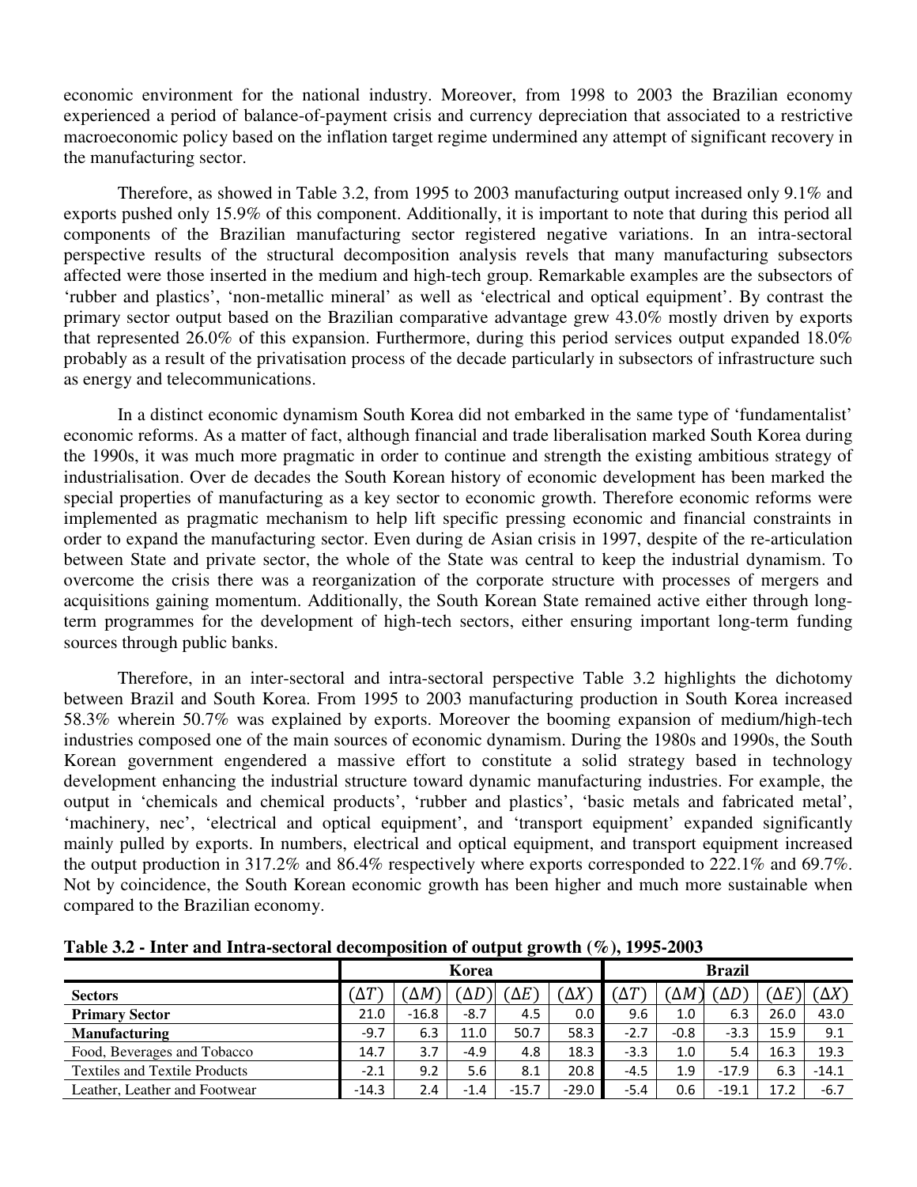economic environment for the national industry. Moreover, from 1998 to 2003 the Brazilian economy experienced a period of balance-of-payment crisis and currency depreciation that associated to a restrictive macroeconomic policy based on the inflation target regime undermined any attempt of significant recovery in the manufacturing sector.

Therefore, as showed in Table 3.2, from 1995 to 2003 manufacturing output increased only 9.1% and exports pushed only 15.9% of this component. Additionally, it is important to note that during this period all components of the Brazilian manufacturing sector registered negative variations. In an intra-sectoral perspective results of the structural decomposition analysis revels that many manufacturing subsectors affected were those inserted in the medium and high-tech group. Remarkable examples are the subsectors of 'rubber and plastics', 'non-metallic mineral' as well as 'electrical and optical equipment'. By contrast the primary sector output based on the Brazilian comparative advantage grew 43.0% mostly driven by exports that represented 26.0% of this expansion. Furthermore, during this period services output expanded 18.0% probably as a result of the privatisation process of the decade particularly in subsectors of infrastructure such as energy and telecommunications.

In a distinct economic dynamism South Korea did not embarked in the same type of 'fundamentalist' economic reforms. As a matter of fact, although financial and trade liberalisation marked South Korea during the 1990s, it was much more pragmatic in order to continue and strength the existing ambitious strategy of industrialisation. Over de decades the South Korean history of economic development has been marked the special properties of manufacturing as a key sector to economic growth. Therefore economic reforms were implemented as pragmatic mechanism to help lift specific pressing economic and financial constraints in order to expand the manufacturing sector. Even during de Asian crisis in 1997, despite of the re-articulation between State and private sector, the whole of the State was central to keep the industrial dynamism. To overcome the crisis there was a reorganization of the corporate structure with processes of mergers and acquisitions gaining momentum. Additionally, the South Korean State remained active either through long-term programmes for the development of high-tech sectors, either ensuring important long-term funding sources through public banks.

Therefore, in an inter-sectoral and intra-sectoral perspective Table 3.2 highlights the dichotomy between Brazil and South Korea. From 1995 to 2003 manufacturing production in South Korea increased 58.3% wherein 50.7% was explained by exports. Moreover the booming expansion of medium/high-tech industries composed one of the main sources of economic dynamism. During the 1980s and 1990s, the South Korean government engendered a massive effort to constitute a solid strategy based in technology development enhancing the industrial structure toward dynamic manufacturing industries. For example, the output in 'chemicals and chemical products', 'rubber and plastics', 'basic metals and fabricated metal', 'machinery, nec', 'electrical and optical equipment', and 'transport equipment' expanded significantly mainly pulled by exports. In numbers, electrical and optical equipment, and transport equipment increased the output production in 317.2% and 86.4% respectively where exports corresponded to 222.1% and 69.7%. Not by coincidence, the South Korean economic growth has been higher and much more sustainable when compared to the Brazilian economy.

**Table 3.2 - Inter and Intra-sectoral decomposition of output growth (%), 1995-2003**

| | Korea | | | | | Brazil | | | | |
|---|---|---|---|---|---|---|---|---|---|---|
| **Sectors** | $(\Delta T)$ | $(\Delta M)$ | $(\Delta D)$ | $(\Delta E)$ | $(\Delta X)$ | $(\Delta T)$ | $(\Delta M)$ | $(\Delta D)$ | $(\Delta E)$ | $(\Delta X)$ |
| **Primary Sector** | 21.0 | -16.8 | -8.7 | 4.5 | 0.0 | 9.6 | 1.0 | 6.3 | 26.0 | 43.0 |
| **Manufacturing** | -9.7 | 6.3 | 11.0 | 50.7 | 58.3 | -2.7 | -0.8 | -3.3 | 15.9 | 9.1 |
| Food, Beverages and Tobacco | 14.7 | 3.7 | -4.9 | 4.8 | 18.3 | -3.3 | 1.0 | 5.4 | 16.3 | 19.3 |
| Textiles and Textile Products | -2.1 | 9.2 | 5.6 | 8.1 | 20.8 | -4.5 | 1.9 | -17.9 | 6.3 | -14.1 |
| Leather, Leather and Footwear | -14.3 | 2.4 | -1.4 | -15.7 | -29.0 | -5.4 | 0.6 | -19.1 | 17.2 | -6.7 |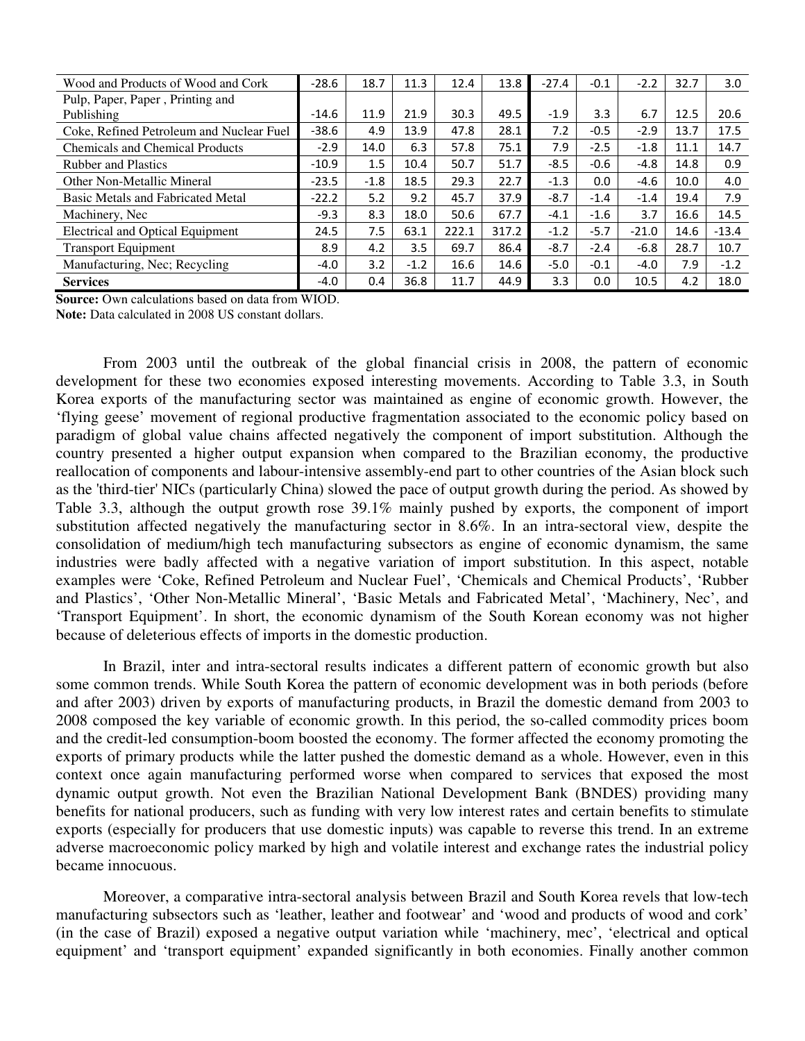| Wood and Products of Wood and Cork | -28.6 | 18.7 | 11.3 | 12.4 | 13.8 | -27.4 | -0.1 | -2.2 | 32.7 | 3.0 |
|---|---|---|---|---|---|---|---|---|---|---|
| Pulp, Paper, Paper , Printing and Publishing | -14.6 | 11.9 | 21.9 | 30.3 | 49.5 | -1.9 | 3.3 | 6.7 | 12.5 | 20.6 |
| Coke, Refined Petroleum and Nuclear Fuel | -38.6 | 4.9 | 13.9 | 47.8 | 28.1 | 7.2 | -0.5 | -2.9 | 13.7 | 17.5 |
| Chemicals and Chemical Products | -2.9 | 14.0 | 6.3 | 57.8 | 75.1 | 7.9 | -2.5 | -1.8 | 11.1 | 14.7 |
| Rubber and Plastics | -10.9 | 1.5 | 10.4 | 50.7 | 51.7 | -8.5 | -0.6 | -4.8 | 14.8 | 0.9 |
| Other Non-Metallic Mineral | -23.5 | -1.8 | 18.5 | 29.3 | 22.7 | -1.3 | 0.0 | -4.6 | 10.0 | 4.0 |
| Basic Metals and Fabricated Metal | -22.2 | 5.2 | 9.2 | 45.7 | 37.9 | -8.7 | -1.4 | -1.4 | 19.4 | 7.9 |
| Machinery, Nec | -9.3 | 8.3 | 18.0 | 50.6 | 67.7 | -4.1 | -1.6 | 3.7 | 16.6 | 14.5 |
| Electrical and Optical Equipment | 24.5 | 7.5 | 63.1 | 222.1 | 317.2 | -1.2 | -5.7 | -21.0 | 14.6 | -13.4 |
| Transport Equipment | 8.9 | 4.2 | 3.5 | 69.7 | 86.4 | -8.7 | -2.4 | -6.8 | 28.7 | 10.7 |
| Manufacturing, Nec; Recycling | -4.0 | 3.2 | -1.2 | 16.6 | 14.6 | -5.0 | -0.1 | -4.0 | 7.9 | -1.2 |
| **Services** | -4.0 | 0.4 | 36.8 | 11.7 | 44.9 | 3.3 | 0.0 | 10.5 | 4.2 | 18.0 |

**Source:** Own calculations based on data from WIOD.
**Note:** Data calculated in 2008 US constant dollars.

From 2003 until the outbreak of the global financial crisis in 2008, the pattern of economic development for these two economies exposed interesting movements. According to Table 3.3, in South Korea exports of the manufacturing sector was maintained as engine of economic growth. However, the 'flying geese' movement of regional productive fragmentation associated to the economic policy based on paradigm of global value chains affected negatively the component of import substitution. Although the country presented a higher output expansion when compared to the Brazilian economy, the productive reallocation of components and labour-intensive assembly-end part to other countries of the Asian block such as the 'third-tier' NICs (particularly China) slowed the pace of output growth during the period. As showed by Table 3.3, although the output growth rose 39.1% mainly pushed by exports, the component of import substitution affected negatively the manufacturing sector in 8.6%. In an intra-sectoral view, despite the consolidation of medium/high tech manufacturing subsectors as engine of economic dynamism, the same industries were badly affected with a negative variation of import substitution. In this aspect, notable examples were 'Coke, Refined Petroleum and Nuclear Fuel', 'Chemicals and Chemical Products', 'Rubber and Plastics', 'Other Non-Metallic Mineral', 'Basic Metals and Fabricated Metal', 'Machinery, Nec', and 'Transport Equipment'. In short, the economic dynamism of the South Korean economy was not higher because of deleterious effects of imports in the domestic production.

In Brazil, inter and intra-sectoral results indicates a different pattern of economic growth but also some common trends. While South Korea the pattern of economic development was in both periods (before and after 2003) driven by exports of manufacturing products, in Brazil the domestic demand from 2003 to 2008 composed the key variable of economic growth. In this period, the so-called commodity prices boom and the credit-led consumption-boom boosted the economy. The former affected the economy promoting the exports of primary products while the latter pushed the domestic demand as a whole. However, even in this context once again manufacturing performed worse when compared to services that exposed the most dynamic output growth. Not even the Brazilian National Development Bank (BNDES) providing many benefits for national producers, such as funding with very low interest rates and certain benefits to stimulate exports (especially for producers that use domestic inputs) was capable to reverse this trend. In an extreme adverse macroeconomic policy marked by high and volatile interest and exchange rates the industrial policy became innocuous.

Moreover, a comparative intra-sectoral analysis between Brazil and South Korea revels that low-tech manufacturing subsectors such as 'leather, leather and footwear' and 'wood and products of wood and cork' (in the case of Brazil) exposed a negative output variation while 'machinery, mec', 'electrical and optical equipment' and 'transport equipment' expanded significantly in both economies. Finally another common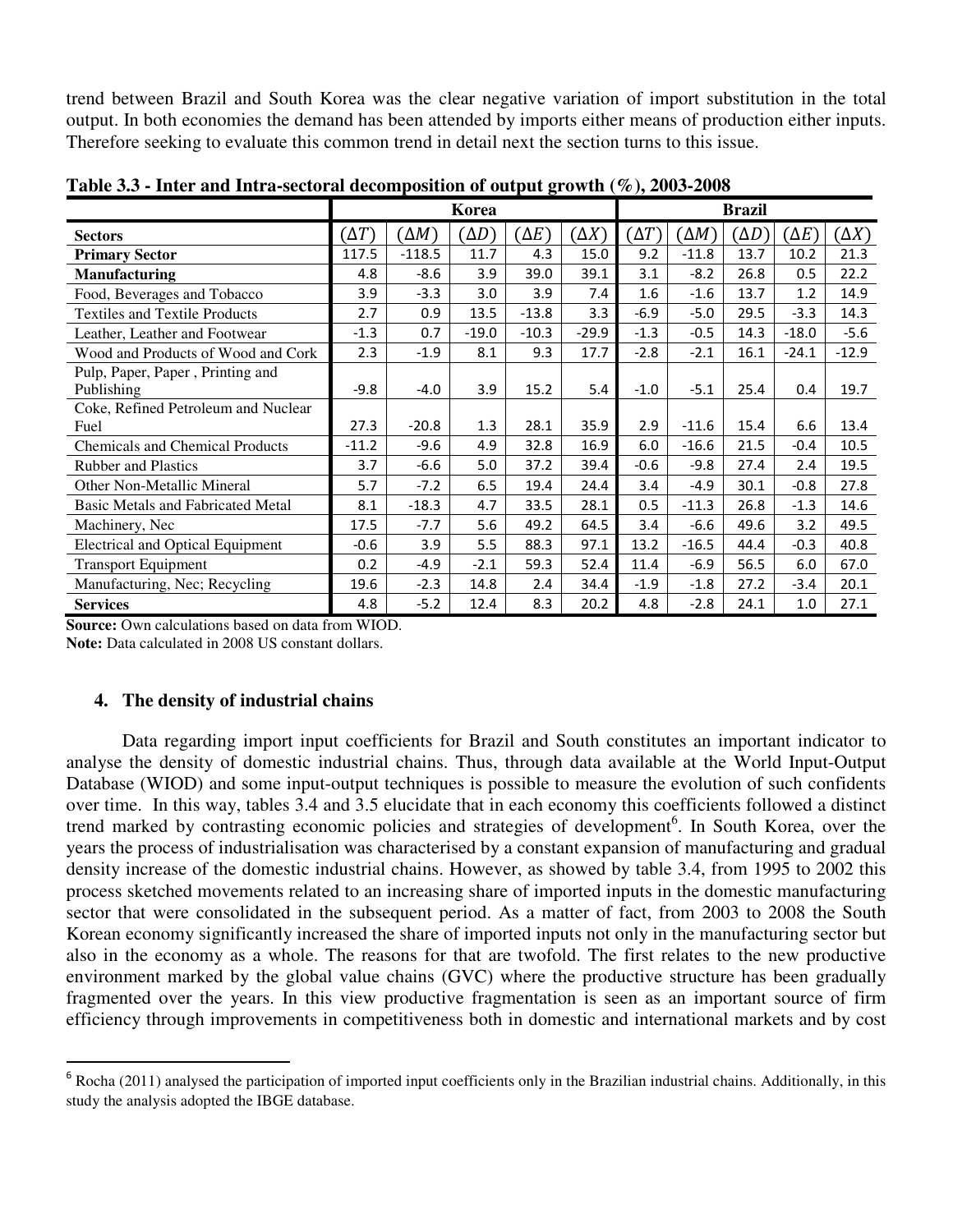trend between Brazil and South Korea was the clear negative variation of import substitution in the total output. In both economies the demand has been attended by imports either means of production either inputs. Therefore seeking to evaluate this common trend in detail next the section turns to this issue.

**Table 3.3 - Inter and Intra-sectoral decomposition of output growth (%), 2003-2008**

| | Korea | | | | | Brazil | | | | |
|---|---|---|---|---|---|---|---|---|---|---|
| **Sectors** | $(\Delta T)$ | $(\Delta M)$ | $(\Delta D)$ | $(\Delta E)$ | $(\Delta X)$ | $(\Delta T)$ | $(\Delta M)$ | $(\Delta D)$ | $(\Delta E)$ | $(\Delta X)$ |
| **Primary Sector** | 117.5 | -118.5 | 11.7 | 4.3 | 15.0 | 9.2 | -11.8 | 13.7 | 10.2 | 21.3 |
| **Manufacturing** | 4.8 | -8.6 | 3.9 | 39.0 | 39.1 | 3.1 | -8.2 | 26.8 | 0.5 | 22.2 |
| Food, Beverages and Tobacco | 3.9 | -3.3 | 3.0 | 3.9 | 7.4 | 1.6 | -1.6 | 13.7 | 1.2 | 14.9 |
| Textiles and Textile Products | 2.7 | 0.9 | 13.5 | -13.8 | 3.3 | -6.9 | -5.0 | 29.5 | -3.3 | 14.3 |
| Leather, Leather and Footwear | -1.3 | 0.7 | -19.0 | -10.3 | -29.9 | -1.3 | -0.5 | 14.3 | -18.0 | -5.6 |
| Wood and Products of Wood and Cork | 2.3 | -1.9 | 8.1 | 9.3 | 17.7 | -2.8 | -2.1 | 16.1 | -24.1 | -12.9 |
| Pulp, Paper, Paper , Printing and Publishing | -9.8 | -4.0 | 3.9 | 15.2 | 5.4 | -1.0 | -5.1 | 25.4 | 0.4 | 19.7 |
| Coke, Refined Petroleum and Nuclear Fuel | 27.3 | -20.8 | 1.3 | 28.1 | 35.9 | 2.9 | -11.6 | 15.4 | 6.6 | 13.4 |
| Chemicals and Chemical Products | -11.2 | -9.6 | 4.9 | 32.8 | 16.9 | 6.0 | -16.6 | 21.5 | -0.4 | 10.5 |
| Rubber and Plastics | 3.7 | -6.6 | 5.0 | 37.2 | 39.4 | -0.6 | -9.8 | 27.4 | 2.4 | 19.5 |
| Other Non-Metallic Mineral | 5.7 | -7.2 | 6.5 | 19.4 | 24.4 | 3.4 | -4.9 | 30.1 | -0.8 | 27.8 |
| Basic Metals and Fabricated Metal | 8.1 | -18.3 | 4.7 | 33.5 | 28.1 | 0.5 | -11.3 | 26.8 | -1.3 | 14.6 |
| Machinery, Nec | 17.5 | -7.7 | 5.6 | 49.2 | 64.5 | 3.4 | -6.6 | 49.6 | 3.2 | 49.5 |
| Electrical and Optical Equipment | -0.6 | 3.9 | 5.5 | 88.3 | 97.1 | 13.2 | -16.5 | 44.4 | -0.3 | 40.8 |
| Transport Equipment | 0.2 | -4.9 | -2.1 | 59.3 | 52.4 | 11.4 | -6.9 | 56.5 | 6.0 | 67.0 |
| Manufacturing, Nec; Recycling | 19.6 | -2.3 | 14.8 | 2.4 | 34.4 | -1.9 | -1.8 | 27.2 | -3.4 | 20.1 |
| **Services** | 4.8 | -5.2 | 12.4 | 8.3 | 20.2 | 4.8 | -2.8 | 24.1 | 1.0 | 27.1 |

**Source:** Own calculations based on data from WIOD.
**Note:** Data calculated in 2008 US constant dollars.

## 4. The density of industrial chains

Data regarding import input coefficients for Brazil and South constitutes an important indicator to analyse the density of domestic industrial chains. Thus, through data available at the World Input-Output Database (WIOD) and some input-output techniques is possible to measure the evolution of such confidents over time. In this way, tables 3.4 and 3.5 elucidate that in each economy this coefficients followed a distinct trend marked by contrasting economic policies and strategies of development[6]. In South Korea, over the years the process of industrialisation was characterised by a constant expansion of manufacturing and gradual density increase of the domestic industrial chains. However, as showed by table 3.4, from 1995 to 2002 this process sketched movements related to an increasing share of imported inputs in the domestic manufacturing sector that were consolidated in the subsequent period. As a matter of fact, from 2003 to 2008 the South Korean economy significantly increased the share of imported inputs not only in the manufacturing sector but also in the economy as a whole. The reasons for that are twofold. The first relates to the new productive environment marked by the global value chains (GVC) where the productive structure has been gradually fragmented over the years. In this view productive fragmentation is seen as an important source of firm efficiency through improvements in competitiveness both in domestic and international markets and by cost

[6] Rocha (2011) analysed the participation of imported input coefficients only in the Brazilian industrial chains. Additionally, in this study the analysis adopted the IBGE database.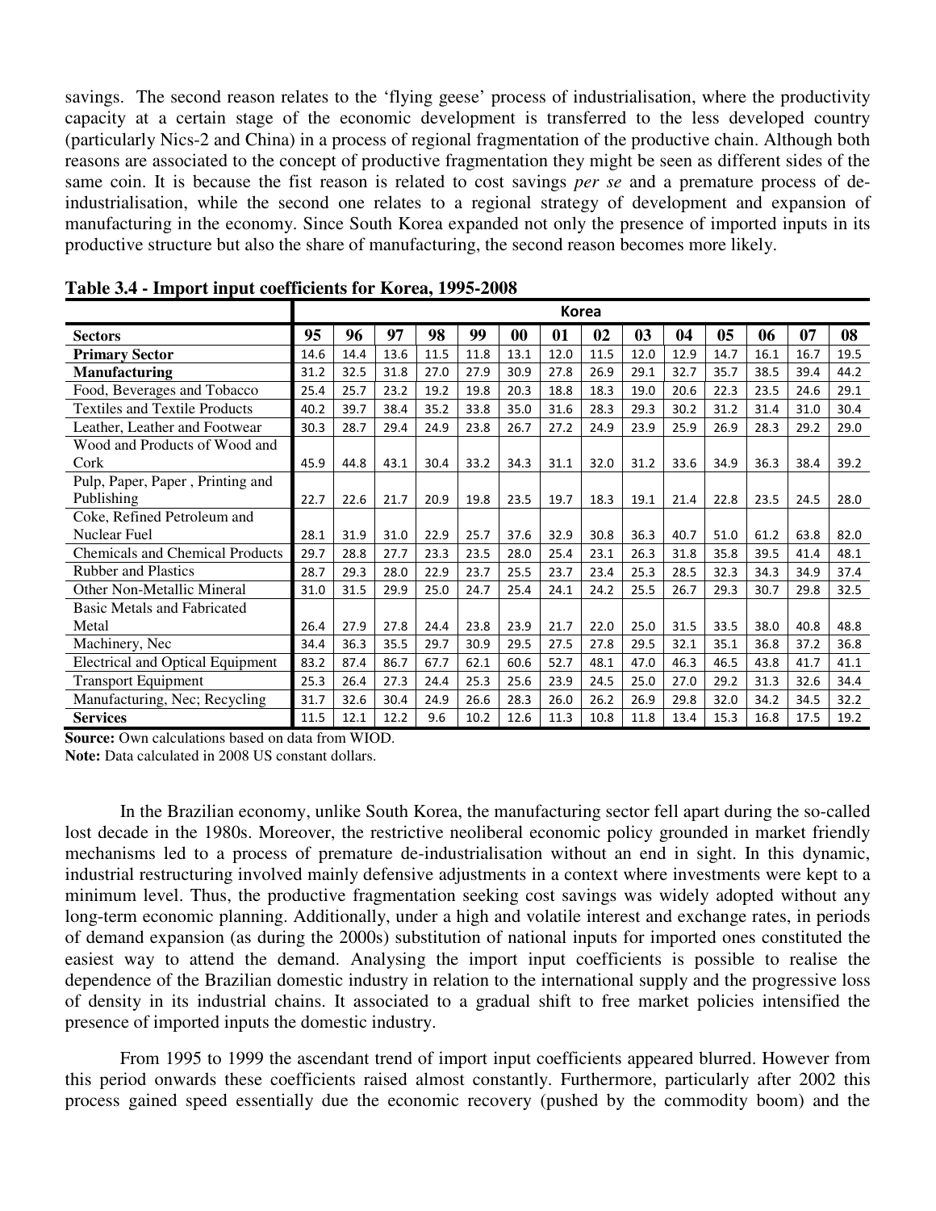savings. The second reason relates to the 'flying geese' process of industrialisation, where the productivity capacity at a certain stage of the economic development is transferred to the less developed country (particularly Nics-2 and China) in a process of regional fragmentation of the productive chain. Although both reasons are associated to the concept of productive fragmentation they might be seen as different sides of the same coin. It is because the fist reason is related to cost savings *per se* and a premature process of de-industrialisation, while the second one relates to a regional strategy of development and expansion of manufacturing in the economy. Since South Korea expanded not only the presence of imported inputs in its productive structure but also the share of manufacturing, the second reason becomes more likely.

**Table 3.4 - Import input coefficients for Korea, 1995-2008**

| | Korea | | | | | | | | | | | | | |
|---|---|---|---|---|---|---|---|---|---|---|---|---|---|---|
| **Sectors** | **95** | **96** | **97** | **98** | **99** | **00** | **01** | **02** | **03** | **04** | **05** | **06** | **07** | **08** |
| **Primary Sector** | 14.6 | 14.4 | 13.6 | 11.5 | 11.8 | 13.1 | 12.0 | 11.5 | 12.0 | 12.9 | 14.7 | 16.1 | 16.7 | 19.5 |
| **Manufacturing** | 31.2 | 32.5 | 31.8 | 27.0 | 27.9 | 30.9 | 27.8 | 26.9 | 29.1 | 32.7 | 35.7 | 38.5 | 39.4 | 44.2 |
| Food, Beverages and Tobacco | 25.4 | 25.7 | 23.2 | 19.2 | 19.8 | 20.3 | 18.8 | 18.3 | 19.0 | 20.6 | 22.3 | 23.5 | 24.6 | 29.1 |
| Textiles and Textile Products | 40.2 | 39.7 | 38.4 | 35.2 | 33.8 | 35.0 | 31.6 | 28.3 | 29.3 | 30.2 | 31.2 | 31.4 | 31.0 | 30.4 |
| Leather, Leather and Footwear | 30.3 | 28.7 | 29.4 | 24.9 | 23.8 | 26.7 | 27.2 | 24.9 | 23.9 | 25.9 | 26.9 | 28.3 | 29.2 | 29.0 |
| Wood and Products of Wood and Cork | 45.9 | 44.8 | 43.1 | 30.4 | 33.2 | 34.3 | 31.1 | 32.0 | 31.2 | 33.6 | 34.9 | 36.3 | 38.4 | 39.2 |
| Pulp, Paper, Paper , Printing and Publishing | 22.7 | 22.6 | 21.7 | 20.9 | 19.8 | 23.5 | 19.7 | 18.3 | 19.1 | 21.4 | 22.8 | 23.5 | 24.5 | 28.0 |
| Coke, Refined Petroleum and Nuclear Fuel | 28.1 | 31.9 | 31.0 | 22.9 | 25.7 | 37.6 | 32.9 | 30.8 | 36.3 | 40.7 | 51.0 | 61.2 | 63.8 | 82.0 |
| Chemicals and Chemical Products | 29.7 | 28.8 | 27.7 | 23.3 | 23.5 | 28.0 | 25.4 | 23.1 | 26.3 | 31.8 | 35.8 | 39.5 | 41.4 | 48.1 |
| Rubber and Plastics | 28.7 | 29.3 | 28.0 | 22.9 | 23.7 | 25.5 | 23.7 | 23.4 | 25.3 | 28.5 | 32.3 | 34.3 | 34.9 | 37.4 |
| Other Non-Metallic Mineral | 31.0 | 31.5 | 29.9 | 25.0 | 24.7 | 25.4 | 24.1 | 24.2 | 25.5 | 26.7 | 29.3 | 30.7 | 29.8 | 32.5 |
| Basic Metals and Fabricated Metal | 26.4 | 27.9 | 27.8 | 24.4 | 23.8 | 23.9 | 21.7 | 22.0 | 25.0 | 31.5 | 33.5 | 38.0 | 40.8 | 48.8 |
| Machinery, Nec | 34.4 | 36.3 | 35.5 | 29.7 | 30.9 | 29.5 | 27.5 | 27.8 | 29.5 | 32.1 | 35.1 | 36.8 | 37.2 | 36.8 |
| Electrical and Optical Equipment | 83.2 | 87.4 | 86.7 | 67.7 | 62.1 | 60.6 | 52.7 | 48.1 | 47.0 | 46.3 | 46.5 | 43.8 | 41.7 | 41.1 |
| Transport Equipment | 25.3 | 26.4 | 27.3 | 24.4 | 25.3 | 25.6 | 23.9 | 24.5 | 25.0 | 27.0 | 29.2 | 31.3 | 32.6 | 34.4 |
| Manufacturing, Nec; Recycling | 31.7 | 32.6 | 30.4 | 24.9 | 26.6 | 28.3 | 26.0 | 26.2 | 26.9 | 29.8 | 32.0 | 34.2 | 34.5 | 32.2 |
| **Services** | 11.5 | 12.1 | 12.2 | 9.6 | 10.2 | 12.6 | 11.3 | 10.8 | 11.8 | 13.4 | 15.3 | 16.8 | 17.5 | 19.2 |

**Source:** Own calculations based on data from WIOD.
**Note:** Data calculated in 2008 US constant dollars.

In the Brazilian economy, unlike South Korea, the manufacturing sector fell apart during the so-called lost decade in the 1980s. Moreover, the restrictive neoliberal economic policy grounded in market friendly mechanisms led to a process of premature de-industrialisation without an end in sight. In this dynamic, industrial restructuring involved mainly defensive adjustments in a context where investments were kept to a minimum level. Thus, the productive fragmentation seeking cost savings was widely adopted without any long-term economic planning. Additionally, under a high and volatile interest and exchange rates, in periods of demand expansion (as during the 2000s) substitution of national inputs for imported ones constituted the easiest way to attend the demand. Analysing the import input coefficients is possible to realise the dependence of the Brazilian domestic industry in relation to the international supply and the progressive loss of density in its industrial chains. It associated to a gradual shift to free market policies intensified the presence of imported inputs the domestic industry.

From 1995 to 1999 the ascendant trend of import input coefficients appeared blurred. However from this period onwards these coefficients raised almost constantly. Furthermore, particularly after 2002 this process gained speed essentially due the economic recovery (pushed by the commodity boom) and the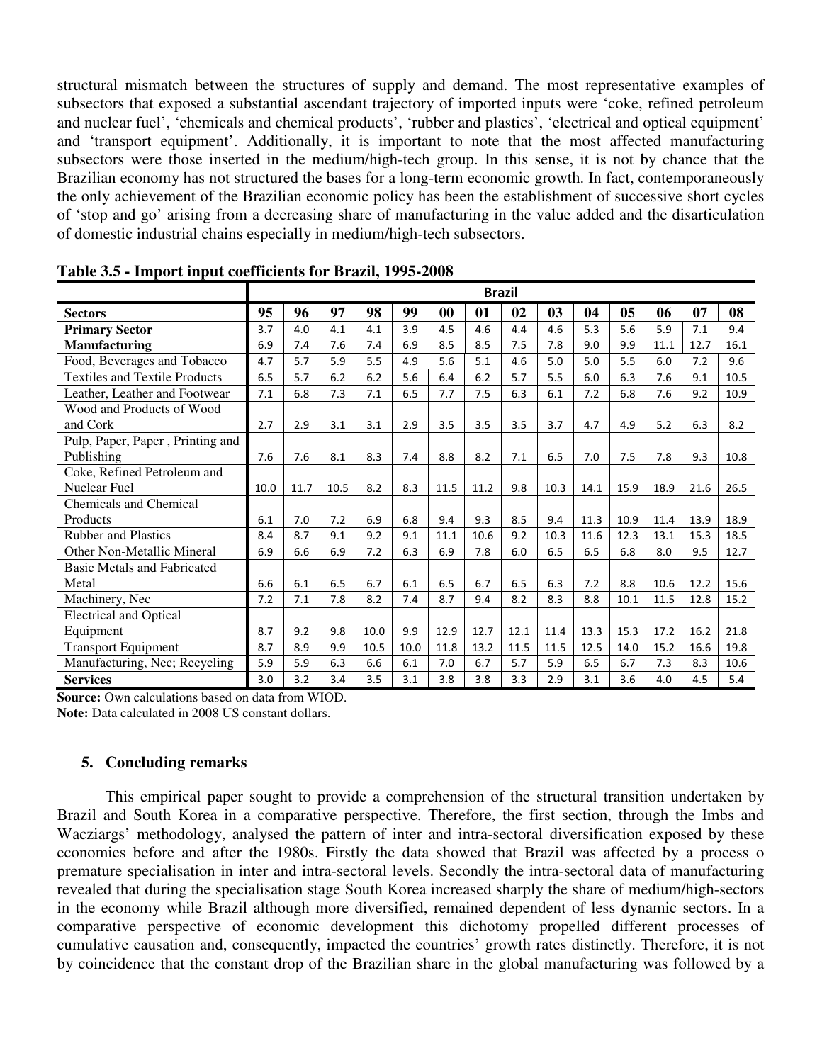structural mismatch between the structures of supply and demand. The most representative examples of subsectors that exposed a substantial ascendant trajectory of imported inputs were 'coke, refined petroleum and nuclear fuel', 'chemicals and chemical products', 'rubber and plastics', 'electrical and optical equipment' and 'transport equipment'. Additionally, it is important to note that the most affected manufacturing subsectors were those inserted in the medium/high-tech group. In this sense, it is not by chance that the Brazilian economy has not structured the bases for a long-term economic growth. In fact, contemporaneously the only achievement of the Brazilian economic policy has been the establishment of successive short cycles of 'stop and go' arising from a decreasing share of manufacturing in the value added and the disarticulation of domestic industrial chains especially in medium/high-tech subsectors.

**Table 3.5 - Import input coefficients for Brazil, 1995-2008**

| | Brazil | | | | | | | | | | | | | |
|---|---|---|---|---|---|---|---|---|---|---|---|---|---|---|
| **Sectors** | **95** | **96** | **97** | **98** | **99** | **00** | **01** | **02** | **03** | **04** | **05** | **06** | **07** | **08** |
| **Primary Sector** | 3.7 | 4.0 | 4.1 | 4.1 | 3.9 | 4.5 | 4.6 | 4.4 | 4.6 | 5.3 | 5.6 | 5.9 | 7.1 | 9.4 |
| **Manufacturing** | 6.9 | 7.4 | 7.6 | 7.4 | 6.9 | 8.5 | 8.5 | 7.5 | 7.8 | 9.0 | 9.9 | 11.1 | 12.7 | 16.1 |
| Food, Beverages and Tobacco | 4.7 | 5.7 | 5.9 | 5.5 | 4.9 | 5.6 | 5.1 | 4.6 | 5.0 | 5.0 | 5.5 | 6.0 | 7.2 | 9.6 |
| Textiles and Textile Products | 6.5 | 5.7 | 6.2 | 6.2 | 5.6 | 6.4 | 6.2 | 5.7 | 5.5 | 6.0 | 6.3 | 7.6 | 9.1 | 10.5 |
| Leather, Leather and Footwear | 7.1 | 6.8 | 7.3 | 7.1 | 6.5 | 7.7 | 7.5 | 6.3 | 6.1 | 7.2 | 6.8 | 7.6 | 9.2 | 10.9 |
| Wood and Products of Wood and Cork | 2.7 | 2.9 | 3.1 | 3.1 | 2.9 | 3.5 | 3.5 | 3.5 | 3.7 | 4.7 | 4.9 | 5.2 | 6.3 | 8.2 |
| Pulp, Paper, Paper , Printing and Publishing | 7.6 | 7.6 | 8.1 | 8.3 | 7.4 | 8.8 | 8.2 | 7.1 | 6.5 | 7.0 | 7.5 | 7.8 | 9.3 | 10.8 |
| Coke, Refined Petroleum and Nuclear Fuel | 10.0 | 11.7 | 10.5 | 8.2 | 8.3 | 11.5 | 11.2 | 9.8 | 10.3 | 14.1 | 15.9 | 18.9 | 21.6 | 26.5 |
| Chemicals and Chemical Products | 6.1 | 7.0 | 7.2 | 6.9 | 6.8 | 9.4 | 9.3 | 8.5 | 9.4 | 11.3 | 10.9 | 11.4 | 13.9 | 18.9 |
| Rubber and Plastics | 8.4 | 8.7 | 9.1 | 9.2 | 9.1 | 11.1 | 10.6 | 9.2 | 10.3 | 11.6 | 12.3 | 13.1 | 15.3 | 18.5 |
| Other Non-Metallic Mineral | 6.9 | 6.6 | 6.9 | 7.2 | 6.3 | 6.9 | 7.8 | 6.0 | 6.5 | 6.5 | 6.8 | 8.0 | 9.5 | 12.7 |
| Basic Metals and Fabricated Metal | 6.6 | 6.1 | 6.5 | 6.7 | 6.1 | 6.5 | 6.7 | 6.5 | 6.3 | 7.2 | 8.8 | 10.6 | 12.2 | 15.6 |
| Machinery, Nec | 7.2 | 7.1 | 7.8 | 8.2 | 7.4 | 8.7 | 9.4 | 8.2 | 8.3 | 8.8 | 10.1 | 11.5 | 12.8 | 15.2 |
| Electrical and Optical Equipment | 8.7 | 9.2 | 9.8 | 10.0 | 9.9 | 12.9 | 12.7 | 12.1 | 11.4 | 13.3 | 15.3 | 17.2 | 16.2 | 21.8 |
| Transport Equipment | 8.7 | 8.9 | 9.9 | 10.5 | 10.0 | 11.8 | 13.2 | 11.5 | 11.5 | 12.5 | 14.0 | 15.2 | 16.6 | 19.8 |
| Manufacturing, Nec; Recycling | 5.9 | 5.9 | 6.3 | 6.6 | 6.1 | 7.0 | 6.7 | 5.7 | 5.9 | 6.5 | 6.7 | 7.3 | 8.3 | 10.6 |
| **Services** | 3.0 | 3.2 | 3.4 | 3.5 | 3.1 | 3.8 | 3.8 | 3.3 | 2.9 | 3.1 | 3.6 | 4.0 | 4.5 | 5.4 |

**Source:** Own calculations based on data from WIOD.
**Note:** Data calculated in 2008 US constant dollars.

## 5. Concluding remarks

This empirical paper sought to provide a comprehension of the structural transition undertaken by Brazil and South Korea in a comparative perspective. Therefore, the first section, through the Imbs and Wacziargs' methodology, analysed the pattern of inter and intra-sectoral diversification exposed by these economies before and after the 1980s. Firstly the data showed that Brazil was affected by a process o premature specialisation in inter and intra-sectoral levels. Secondly the intra-sectoral data of manufacturing revealed that during the specialisation stage South Korea increased sharply the share of medium/high-sectors in the economy while Brazil although more diversified, remained dependent of less dynamic sectors. In a comparative perspective of economic development this dichotomy propelled different processes of cumulative causation and, consequently, impacted the countries' growth rates distinctly. Therefore, it is not by coincidence that the constant drop of the Brazilian share in the global manufacturing was followed by a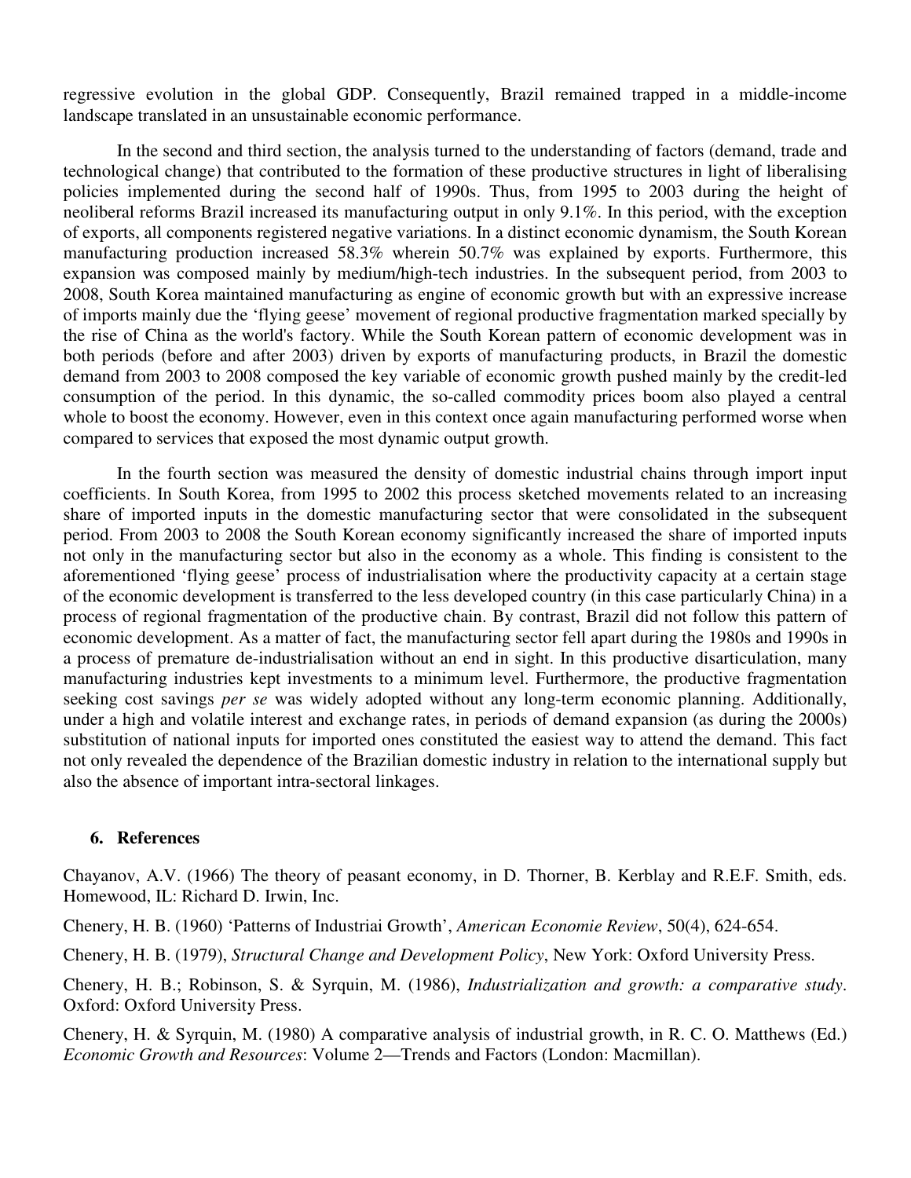regressive evolution in the global GDP. Consequently, Brazil remained trapped in a middle-income landscape translated in an unsustainable economic performance.

In the second and third section, the analysis turned to the understanding of factors (demand, trade and technological change) that contributed to the formation of these productive structures in light of liberalising policies implemented during the second half of 1990s. Thus, from 1995 to 2003 during the height of neoliberal reforms Brazil increased its manufacturing output in only 9.1%. In this period, with the exception of exports, all components registered negative variations. In a distinct economic dynamism, the South Korean manufacturing production increased 58.3% wherein 50.7% was explained by exports. Furthermore, this expansion was composed mainly by medium/high-tech industries. In the subsequent period, from 2003 to 2008, South Korea maintained manufacturing as engine of economic growth but with an expressive increase of imports mainly due the 'flying geese' movement of regional productive fragmentation marked specially by the rise of China as the world's factory. While the South Korean pattern of economic development was in both periods (before and after 2003) driven by exports of manufacturing products, in Brazil the domestic demand from 2003 to 2008 composed the key variable of economic growth pushed mainly by the credit-led consumption of the period. In this dynamic, the so-called commodity prices boom also played a central whole to boost the economy. However, even in this context once again manufacturing performed worse when compared to services that exposed the most dynamic output growth.

In the fourth section was measured the density of domestic industrial chains through import input coefficients. In South Korea, from 1995 to 2002 this process sketched movements related to an increasing share of imported inputs in the domestic manufacturing sector that were consolidated in the subsequent period. From 2003 to 2008 the South Korean economy significantly increased the share of imported inputs not only in the manufacturing sector but also in the economy as a whole. This finding is consistent to the aforementioned 'flying geese' process of industrialisation where the productivity capacity at a certain stage of the economic development is transferred to the less developed country (in this case particularly China) in a process of regional fragmentation of the productive chain. By contrast, Brazil did not follow this pattern of economic development. As a matter of fact, the manufacturing sector fell apart during the 1980s and 1990s in a process of premature de-industrialisation without an end in sight. In this productive disarticulation, many manufacturing industries kept investments to a minimum level. Furthermore, the productive fragmentation seeking cost savings *per se* was widely adopted without any long-term economic planning. Additionally, under a high and volatile interest and exchange rates, in periods of demand expansion (as during the 2000s) substitution of national inputs for imported ones constituted the easiest way to attend the demand. This fact not only revealed the dependence of the Brazilian domestic industry in relation to the international supply but also the absence of important intra-sectoral linkages.

## 6. References

Chayanov, A.V. (1966) The theory of peasant economy, in D. Thorner, B. Kerblay and R.E.F. Smith, eds. Homewood, IL: Richard D. Irwin, Inc.

Chenery, H. B. (1960) 'Patterns of Industriai Growth', *American Economie Review*, 50(4), 624-654.

Chenery, H. B. (1979), *Structural Change and Development Policy*, New York: Oxford University Press.

Chenery, H. B.; Robinson, S. & Syrquin, M. (1986), *Industrialization and growth: a comparative study*. Oxford: Oxford University Press.

Chenery, H. & Syrquin, M. (1980) A comparative analysis of industrial growth, in R. C. O. Matthews (Ed.) *Economic Growth and Resources*: Volume 2—Trends and Factors (London: Macmillan).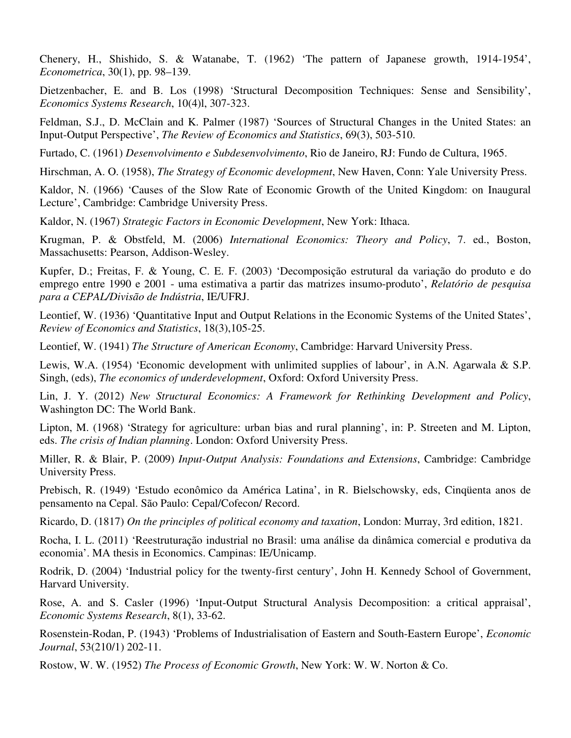Chenery, H., Shishido, S. & Watanabe, T. (1962) 'The pattern of Japanese growth, 1914-1954', *Econometrica*, 30(1), pp. 98–139.

Dietzenbacher, E. and B. Los (1998) 'Structural Decomposition Techniques: Sense and Sensibility', *Economics Systems Research*, 10(4)l, 307-323.

Feldman, S.J., D. McClain and K. Palmer (1987) 'Sources of Structural Changes in the United States: an Input-Output Perspective', *The Review of Economics and Statistics*, 69(3), 503-510.

Furtado, C. (1961) *Desenvolvimento e Subdesenvolvimento*, Rio de Janeiro, RJ: Fundo de Cultura, 1965.

Hirschman, A. O. (1958), *The Strategy of Economic development*, New Haven, Conn: Yale University Press.

Kaldor, N. (1966) 'Causes of the Slow Rate of Economic Growth of the United Kingdom: on Inaugural Lecture', Cambridge: Cambridge University Press.

Kaldor, N. (1967) *Strategic Factors in Economic Development*, New York: Ithaca.

Krugman, P. & Obstfeld, M. (2006) *International Economics: Theory and Policy*, 7. ed., Boston, Massachusetts: Pearson, Addison-Wesley.

Kupfer, D.; Freitas, F. & Young, C. E. F. (2003) 'Decomposição estrutural da variação do produto e do emprego entre 1990 e 2001 - uma estimativa a partir das matrizes insumo-produto', *Relatório de pesquisa para a CEPAL/Divisão de Indústria*, IE/UFRJ.

Leontief, W. (1936) 'Quantitative Input and Output Relations in the Economic Systems of the United States', *Review of Economics and Statistics*, 18(3),105-25.

Leontief, W. (1941) *The Structure of American Economy*, Cambridge: Harvard University Press.

Lewis, W.A. (1954) 'Economic development with unlimited supplies of labour', in A.N. Agarwala & S.P. Singh, (eds), *The economics of underdevelopment*, Oxford: Oxford University Press.

Lin, J. Y. (2012) *New Structural Economics: A Framework for Rethinking Development and Policy*, Washington DC: The World Bank.

Lipton, M. (1968) 'Strategy for agriculture: urban bias and rural planning', in: P. Streeten and M. Lipton, eds. *The crisis of Indian planning*. London: Oxford University Press.

Miller, R. & Blair, P. (2009) *Input-Output Analysis: Foundations and Extensions*, Cambridge: Cambridge University Press.

Prebisch, R. (1949) 'Estudo econômico da América Latina', in R. Bielschowsky, eds, Cinqüenta anos de pensamento na Cepal. São Paulo: Cepal/Cofecon/ Record.

Ricardo, D. (1817) *On the principles of political economy and taxation*, London: Murray, 3rd edition, 1821.

Rocha, I. L. (2011) 'Reestruturação industrial no Brasil: uma análise da dinâmica comercial e produtiva da economia'. MA thesis in Economics. Campinas: IE/Unicamp.

Rodrik, D. (2004) 'Industrial policy for the twenty-first century', John H. Kennedy School of Government, Harvard University.

Rose, A. and S. Casler (1996) 'Input-Output Structural Analysis Decomposition: a critical appraisal', *Economic Systems Research*, 8(1), 33-62.

Rosenstein-Rodan, P. (1943) 'Problems of Industrialisation of Eastern and South-Eastern Europe', *Economic Journal*, 53(210/1) 202-11.

Rostow, W. W. (1952) *The Process of Economic Growth*, New York: W. W. Norton & Co.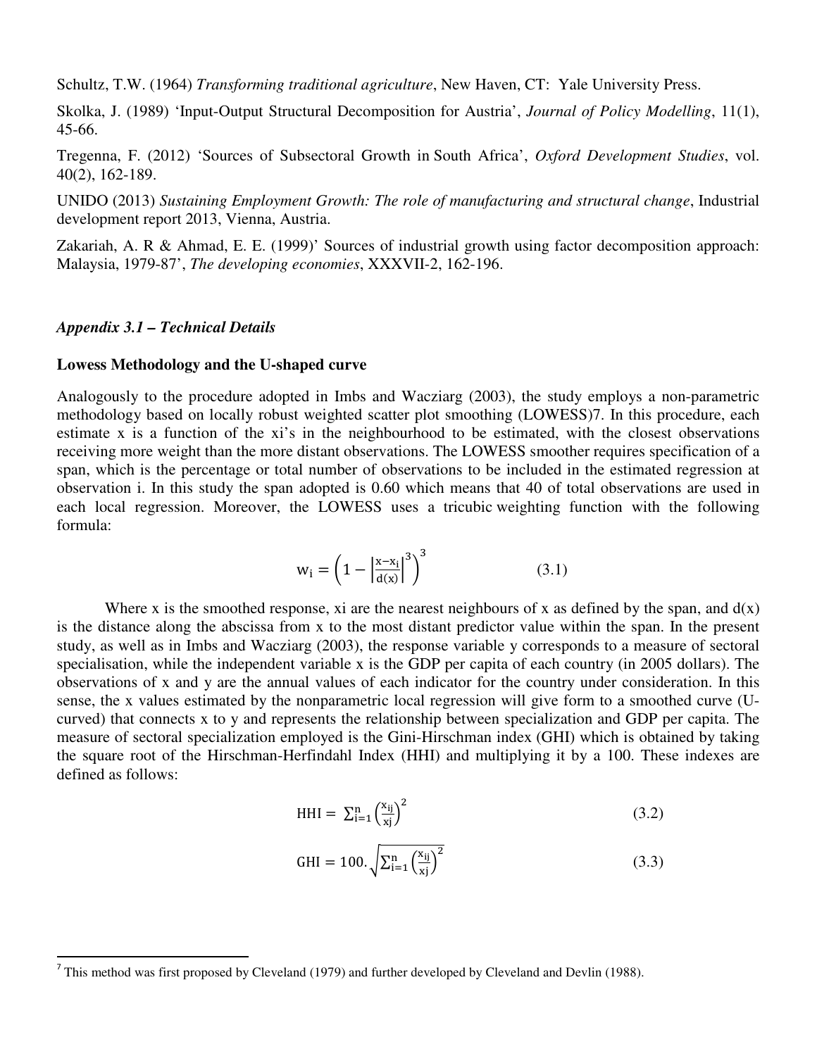Schultz, T.W. (1964) *Transforming traditional agriculture*, New Haven, CT: Yale University Press.

Skolka, J. (1989) 'Input-Output Structural Decomposition for Austria', *Journal of Policy Modelling*, 11(1), 45-66.

Tregenna, F. (2012) 'Sources of Subsectoral Growth in South Africa', *Oxford Development Studies*, vol. 40(2), 162-189.

UNIDO (2013) *Sustaining Employment Growth: The role of manufacturing and structural change*, Industrial development report 2013, Vienna, Austria.

Zakariah, A. R & Ahmad, E. E. (1999)' Sources of industrial growth using factor decomposition approach: Malaysia, 1979-87', *The developing economies*, XXXVII-2, 162-196.

***Appendix 3.1 – Technical Details***

**Lowess Methodology and the U-shaped curve**

Analogously to the procedure adopted in Imbs and Wacziarg (2003), the study employs a non-parametric methodology based on locally robust weighted scatter plot smoothing (LOWESS)[7]. In this procedure, each estimate x is a function of the xi's in the neighbourhood to be estimated, with the closest observations receiving more weight than the more distant observations. The LOWESS smoother requires specification of a span, which is the percentage or total number of observations to be included in the estimated regression at observation i. In this study the span adopted is 0.60 which means that 40 of total observations are used in each local regression. Moreover, the LOWESS uses a tricubic weighting function with the following formula:

$$w_i = \left(1 - \left|\frac{x - x_i}{d(x)}\right|^3\right)^3 \qquad (3.1)$$

Where x is the smoothed response, xi are the nearest neighbours of x as defined by the span, and d(x) is the distance along the abscissa from x to the most distant predictor value within the span. In the present study, as well as in Imbs and Wacziarg (2003), the response variable y corresponds to a measure of sectoral specialisation, while the independent variable x is the GDP per capita of each country (in 2005 dollars). The observations of x and y are the annual values of each indicator for the country under consideration. In this sense, the x values estimated by the nonparametric local regression will give form to a smoothed curve (U-curved) that connects x to y and represents the relationship between specialization and GDP per capita. The measure of sectoral specialization employed is the Gini-Hirschman index (GHI) which is obtained by taking the square root of the Hirschman-Herfindahl Index (HHI) and multiplying it by a 100. These indexes are defined as follows:

$$\text{HHI} = \sum_{i=1}^{n} \left(\frac{x_{ij}}{xj}\right)^2 \qquad (3.2)$$

$$\text{GHI} = 100.\sqrt{\sum_{i=1}^{n} \left(\frac{x_{ij}}{xj}\right)^2} \qquad (3.3)$$

[7] This method was first proposed by Cleveland (1979) and further developed by Cleveland and Devlin (1988).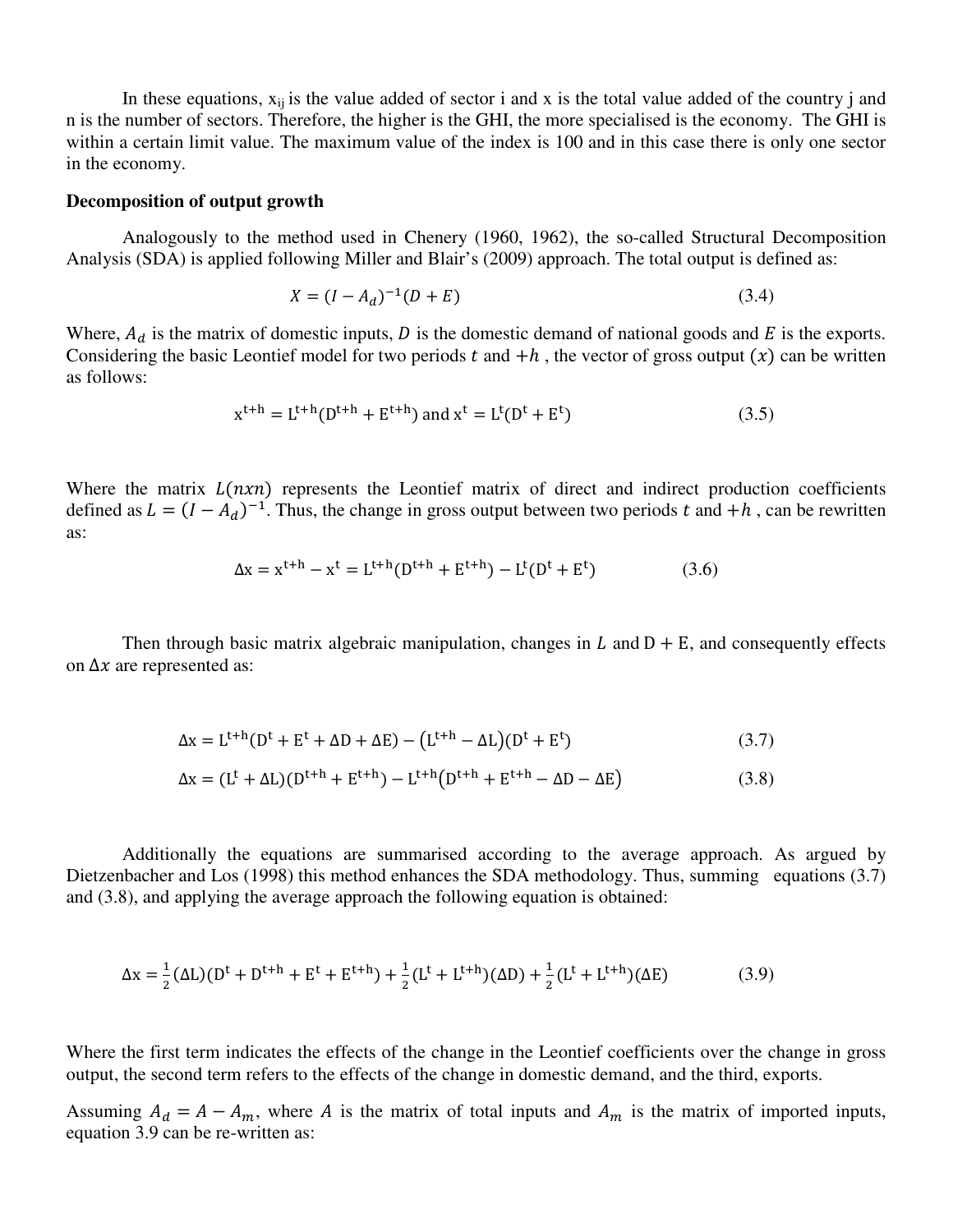In these equations, $x_{ij}$ is the value added of sector i and x is the total value added of the country j and n is the number of sectors. Therefore, the higher is the GHI, the more specialised is the economy. The GHI is within a certain limit value. The maximum value of the index is 100 and in this case there is only one sector in the economy.

**Decomposition of output growth**

Analogously to the method used in Chenery (1960, 1962), the so-called Structural Decomposition Analysis (SDA) is applied following Miller and Blair's (2009) approach. The total output is defined as:

$$X = (I - A_d)^{-1}(D + E) \tag{3.4}$$

Where, $A_d$ is the matrix of domestic inputs, $D$ is the domestic demand of national goods and $E$ is the exports. Considering the basic Leontief model for two periods $t$ and $+h$ , the vector of gross output $(x)$ can be written as follows:

$$\mathrm{x}^{\mathrm{t+h}} = \mathrm{L}^{\mathrm{t+h}}(\mathrm{D}^{\mathrm{t+h}} + \mathrm{E}^{\mathrm{t+h}}) \text{ and } \mathrm{x}^{\mathrm{t}} = \mathrm{L}^{\mathrm{t}}(\mathrm{D}^{\mathrm{t}} + \mathrm{E}^{\mathrm{t}}) \tag{3.5}$$

Where the matrix $L(nxn)$ represents the Leontief matrix of direct and indirect production coefficients defined as $L = (I - A_d)^{-1}$. Thus, the change in gross output between two periods $t$ and $+h$ , can be rewritten as:

$$\Delta \mathrm{x} = \mathrm{x}^{\mathrm{t+h}} - \mathrm{x}^{\mathrm{t}} = \mathrm{L}^{\mathrm{t+h}}(\mathrm{D}^{\mathrm{t+h}} + \mathrm{E}^{\mathrm{t+h}}) - \mathrm{L}^{\mathrm{t}}(\mathrm{D}^{\mathrm{t}} + \mathrm{E}^{\mathrm{t}}) \tag{3.6}$$

Then through basic matrix algebraic manipulation, changes in $L$ and $\mathrm{D} + \mathrm{E}$, and consequently effects on $\Delta x$ are represented as:

$$\Delta \mathrm{x} = \mathrm{L}^{\mathrm{t+h}}(\mathrm{D}^{\mathrm{t}} + \mathrm{E}^{\mathrm{t}} + \Delta \mathrm{D} + \Delta \mathrm{E}) - (\mathrm{L}^{\mathrm{t+h}} - \Delta \mathrm{L})(\mathrm{D}^{\mathrm{t}} + \mathrm{E}^{\mathrm{t}}) \tag{3.7}$$

$$\Delta \mathrm{x} = (\mathrm{L}^{\mathrm{t}} + \Delta \mathrm{L})(\mathrm{D}^{\mathrm{t+h}} + \mathrm{E}^{\mathrm{t+h}}) - \mathrm{L}^{\mathrm{t+h}}(\mathrm{D}^{\mathrm{t+h}} + \mathrm{E}^{\mathrm{t+h}} - \Delta \mathrm{D} - \Delta \mathrm{E}) \tag{3.8}$$

Additionally the equations are summarised according to the average approach. As argued by Dietzenbacher and Los (1998) this method enhances the SDA methodology. Thus, summing equations (3.7) and (3.8), and applying the average approach the following equation is obtained:

$$\Delta \mathrm{x} = \frac{1}{2}(\Delta \mathrm{L})(\mathrm{D}^{\mathrm{t}} + \mathrm{D}^{\mathrm{t+h}} + \mathrm{E}^{\mathrm{t}} + \mathrm{E}^{\mathrm{t+h}}) + \frac{1}{2}(\mathrm{L}^{\mathrm{t}} + \mathrm{L}^{\mathrm{t+h}})(\Delta \mathrm{D}) + \frac{1}{2}(\mathrm{L}^{\mathrm{t}} + \mathrm{L}^{\mathrm{t+h}})(\Delta \mathrm{E}) \tag{3.9}$$

Where the first term indicates the effects of the change in the Leontief coefficients over the change in gross output, the second term refers to the effects of the change in domestic demand, and the third, exports.

Assuming $A_d = A - A_m$, where $A$ is the matrix of total inputs and $A_m$ is the matrix of imported inputs, equation 3.9 can be re-written as: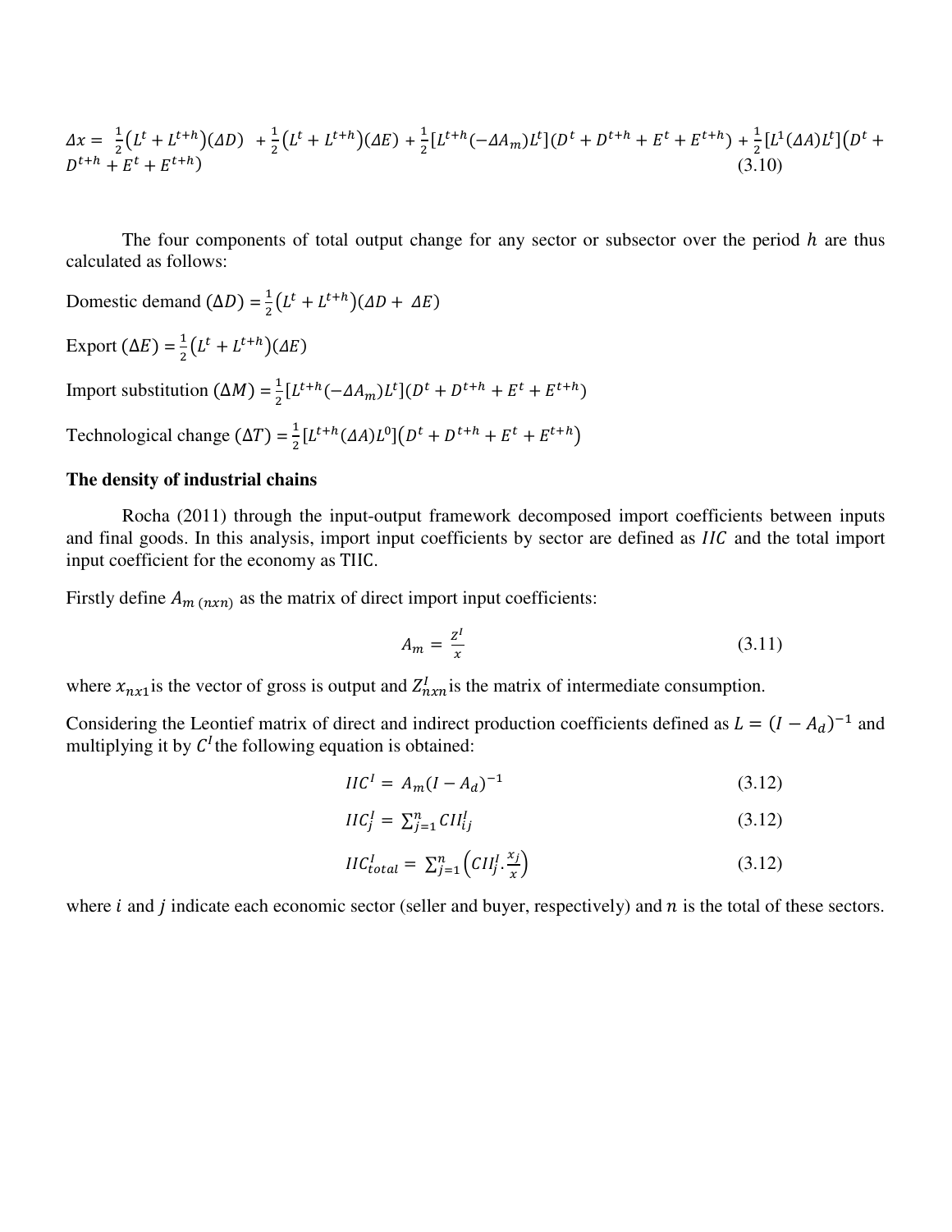$$\Delta x = \frac{1}{2}\left(L^{t} + L^{t+h}\right)(\Delta D) + \frac{1}{2}\left(L^{t} + L^{t+h}\right)(\Delta E) + \frac{1}{2}[L^{t+h}(-\Delta A_m)L^{t}](D^{t} + D^{t+h} + E^{t} + E^{t+h}) + \frac{1}{2}[L^{1}(\Delta A)L^{t}]\left(D^{t} + D^{t+h} + E^{t} + E^{t+h}\right) \tag{3.10}$$

The four components of total output change for any sector or subsector over the period $h$ are thus calculated as follows:

Domestic demand $(\Delta D) = \frac{1}{2}\left(L^{t} + L^{t+h}\right)(\Delta D + \Delta E)$

Export $(\Delta E) = \frac{1}{2}\left(L^{t} + L^{t+h}\right)(\Delta E)$

Import substitution $(\Delta M) = \frac{1}{2}[L^{t+h}(-\Delta A_m)L^{t}](D^{t} + D^{t+h} + E^{t} + E^{t+h})$

Technological change $(\Delta T) = \frac{1}{2}[L^{t+h}(\Delta A)L^{0}]\left(D^{t} + D^{t+h} + E^{t} + E^{t+h}\right)$

**The density of industrial chains**

Rocha (2011) through the input-output framework decomposed import coefficients between inputs and final goods. In this analysis, import input coefficients by sector are defined as $IIC$ and the total import input coefficient for the economy as TIIC.

Firstly define $A_{m\,(nxn)}$ as the matrix of direct import input coefficients:

$$A_m = \frac{z^{I}}{x} \tag{3.11}$$

where $x_{nx1}$ is the vector of gross is output and $Z^{I}_{nxn}$ is the matrix of intermediate consumption.

Considering the Leontief matrix of direct and indirect production coefficients defined as $L = (I - A_d)^{-1}$ and multiplying it by $C^{I}$ the following equation is obtained:

$$IIC^{I} = A_m(I - A_d)^{-1} \tag{3.12}$$

$$IIC^{I}_{j} = \sum_{j=1}^{n} CII^{I}_{ij} \tag{3.12}$$

$$IIC^{I}_{total} = \sum_{j=1}^{n}\left(CII^{I}_{j}.\frac{x_j}{x}\right) \tag{3.12}$$

where $i$ and $j$ indicate each economic sector (seller and buyer, respectively) and $n$ is the total of these sectors.